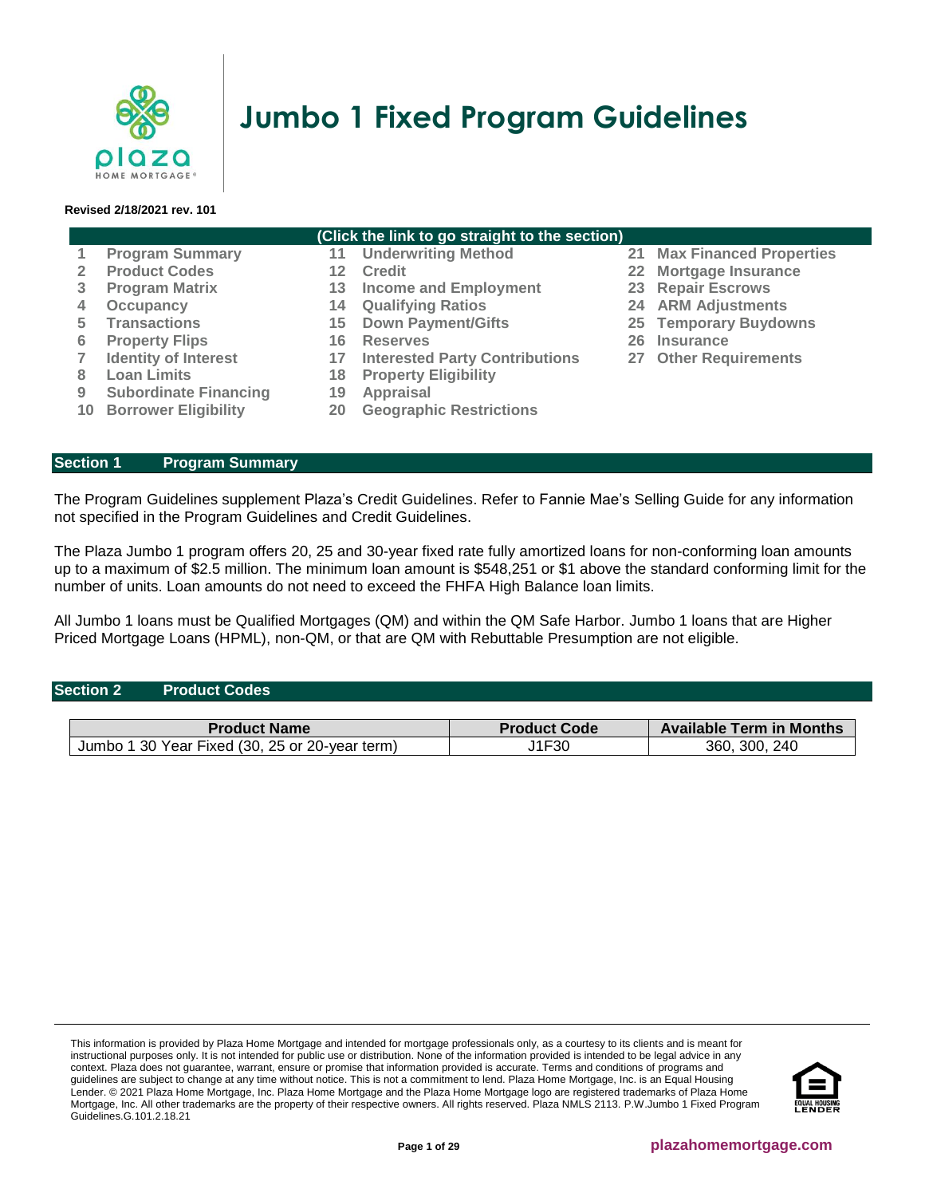# Jumbo 1 Fixed Program Guidelines

**Revised 2/18/2021 rev. 101**

**(Click the link to go straight to the section)**

| | | | | | |
|---|---|---|---|---|---|
| 1 | Program Summary | 11 | Underwriting Method | 21 | Max Financed Properties |
| 2 | Product Codes | 12 | Credit | 22 | Mortgage Insurance |
| 3 | Program Matrix | 13 | Income and Employment | 23 | Repair Escrows |
| 4 | Occupancy | 14 | Qualifying Ratios | 24 | ARM Adjustments |
| 5 | Transactions | 15 | Down Payment/Gifts | 25 | Temporary Buydowns |
| 6 | Property Flips | 16 | Reserves | 26 | Insurance |
| 7 | Identity of Interest | 17 | Interested Party Contributions | 27 | Other Requirements |
| 8 | Loan Limits | 18 | Property Eligibility | | |
| 9 | Subordinate Financing | 19 | Appraisal | | |
| 10 | Borrower Eligibility | 20 | Geographic Restrictions | | |

## Section 1 Program Summary

The Program Guidelines supplement Plaza's Credit Guidelines. Refer to Fannie Mae's Selling Guide for any information not specified in the Program Guidelines and Credit Guidelines.

The Plaza Jumbo 1 program offers 20, 25 and 30-year fixed rate fully amortized loans for non-conforming loan amounts up to a maximum of $2.5 million. The minimum loan amount is $548,251 or $1 above the standard conforming limit for the number of units. Loan amounts do not need to exceed the FHFA High Balance loan limits.

All Jumbo 1 loans must be Qualified Mortgages (QM) and within the QM Safe Harbor. Jumbo 1 loans that are Higher Priced Mortgage Loans (HPML), non-QM, or that are QM with Rebuttable Presumption are not eligible.

## Section 2 Product Codes

| Product Name | Product Code | Available Term in Months |
|---|---|---|
| Jumbo 1 30 Year Fixed (30, 25 or 20-year term) | J1F30 | 360, 300, 240 |

This information is provided by Plaza Home Mortgage and intended for mortgage professionals only, as a courtesy to its clients and is meant for instructional purposes only. It is not intended for public use or distribution. None of the information provided is intended to be legal advice in any context. Plaza does not guarantee, warrant, ensure or promise that information provided is accurate. Terms and conditions of programs and guidelines are subject to change at any time without notice. This is not a commitment to lend. Plaza Home Mortgage, Inc. is an Equal Housing Lender. © 2021 Plaza Home Mortgage, Inc. Plaza Home Mortgage and the Plaza Home Mortgage logo are registered trademarks of Plaza Home Mortgage, Inc. All other trademarks are the property of their respective owners. All rights reserved. Plaza NMLS 2113. P.W.Jumbo 1 Fixed Program Guidelines.G.101.2.18.21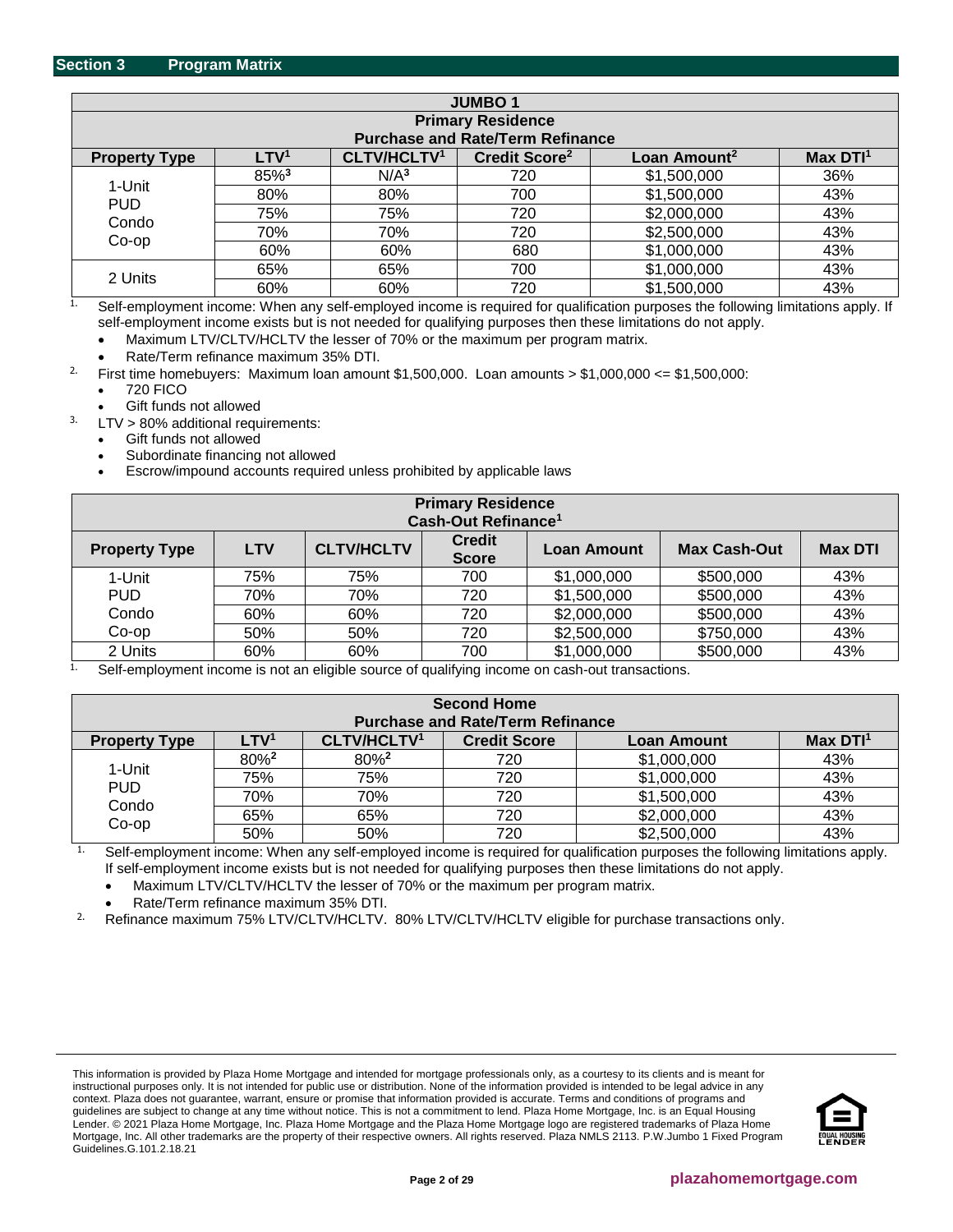## Section 3 Program Matrix

| JUMBO 1<br>Primary Residence<br>Purchase and Rate/Term Refinance | | | | | |
|---|---|---|---|---|---|
| **Property Type** | **LTV[1]** | **CLTV/HCLTV[1]** | **Credit Score[2]** | **Loan Amount[2]** | **Max DTI[1]** |
| 1-Unit PUD Condo Co-op | 85%[3] | N/A[3] | 720 | $1,500,000 | 36% |
| | 80% | 80% | 700 | $1,500,000 | 43% |
| | 75% | 75% | 720 | $2,000,000 | 43% |
| | 70% | 70% | 720 | $2,500,000 | 43% |
| | 60% | 60% | 680 | $1,000,000 | 43% |
| 2 Units | 65% | 65% | 700 | $1,000,000 | 43% |
| | 60% | 60% | 720 | $1,500,000 | 43% |

1. Self-employment income: When any self-employed income is required for qualification purposes the following limitations apply. If self-employment income exists but is not needed for qualifying purposes then these limitations do not apply.
   - Maximum LTV/CLTV/HCLTV the lesser of 70% or the maximum per program matrix.
   - Rate/Term refinance maximum 35% DTI.
2. First time homebuyers: Maximum loan amount $1,500,000. Loan amounts > $1,000,000 <= $1,500,000:
   - 720 FICO
   - Gift funds not allowed
3. LTV > 80% additional requirements:
   - Gift funds not allowed
   - Subordinate financing not allowed
   - Escrow/impound accounts required unless prohibited by applicable laws

| Primary Residence<br>Cash-Out Refinance[1] | | | | | | |
|---|---|---|---|---|---|---|
| **Property Type** | **LTV** | **CLTV/HCLTV** | **Credit Score** | **Loan Amount** | **Max Cash-Out** | **Max DTI** |
| 1-Unit PUD Condo Co-op | 75% | 75% | 700 | $1,000,000 | $500,000 | 43% |
| | 70% | 70% | 720 | $1,500,000 | $500,000 | 43% |
| | 60% | 60% | 720 | $2,000,000 | $500,000 | 43% |
| | 50% | 50% | 720 | $2,500,000 | $750,000 | 43% |
| 2 Units | 60% | 60% | 700 | $1,000,000 | $500,000 | 43% |

1. Self-employment income is not an eligible source of qualifying income on cash-out transactions.

| Second Home<br>Purchase and Rate/Term Refinance | | | | | |
|---|---|---|---|---|---|
| **Property Type** | **LTV[1]** | **CLTV/HCLTV[1]** | **Credit Score** | **Loan Amount** | **Max DTI[1]** |
| 1-Unit PUD Condo Co-op | 80%[2] | 80%[2] | 720 | $1,000,000 | 43% |
| | 75% | 75% | 720 | $1,000,000 | 43% |
| | 70% | 70% | 720 | $1,500,000 | 43% |
| | 65% | 65% | 720 | $2,000,000 | 43% |
| | 50% | 50% | 720 | $2,500,000 | 43% |

1. Self-employment income: When any self-employed income is required for qualification purposes the following limitations apply. If self-employment income exists but is not needed for qualifying purposes then these limitations do not apply.
   - Maximum LTV/CLTV/HCLTV the lesser of 70% or the maximum per program matrix.
   - Rate/Term refinance maximum 35% DTI.
2. Refinance maximum 75% LTV/CLTV/HCLTV. 80% LTV/CLTV/HCLTV eligible for purchase transactions only.

This information is provided by Plaza Home Mortgage and intended for mortgage professionals only, as a courtesy to its clients and is meant for instructional purposes only. It is not intended for public use or distribution. None of the information provided is intended to be legal advice in any context. Plaza does not guarantee, warrant, ensure or promise that information provided is accurate. Terms and conditions of programs and guidelines are subject to change at any time without notice. This is not a commitment to lend. Plaza Home Mortgage, Inc. is an Equal Housing Lender. © 2021 Plaza Home Mortgage, Inc. Plaza Home Mortgage and the Plaza Home Mortgage logo are registered trademarks of Plaza Home Mortgage, Inc. All other trademarks are the property of their respective owners. All rights reserved. Plaza NMLS 2113. P.W.Jumbo 1 Fixed Program Guidelines.G.101.2.18.21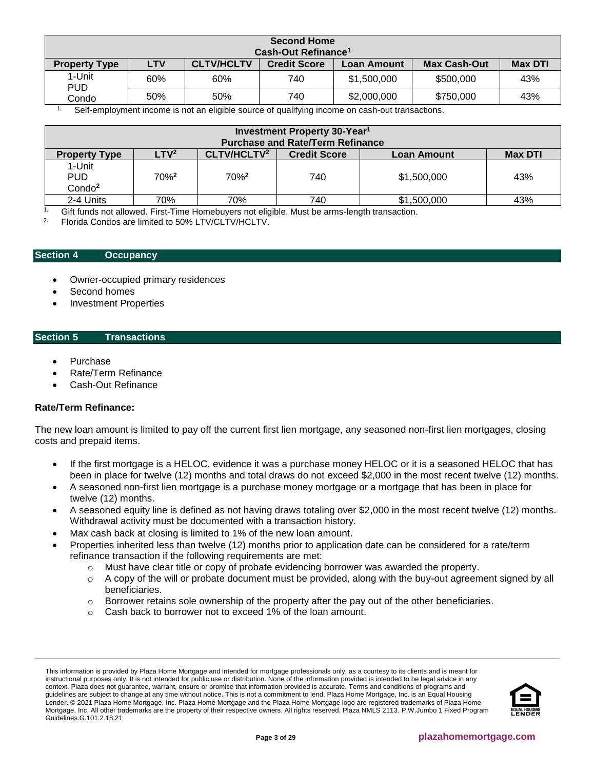| Second Home Cash-Out Refinance[1] | | | | | | |
|---|---|---|---|---|---|---|
| **Property Type** | **LTV** | **CLTV/HCLTV** | **Credit Score** | **Loan Amount** | **Max Cash-Out** | **Max DTI** |
| 1-Unit PUD Condo | 60% | 60% | 740 | $1,500,000 | $500,000 | 43% |
| | 50% | 50% | 740 | $2,000,000 | $750,000 | 43% |

1. Self-employment income is not an eligible source of qualifying income on cash-out transactions.

| Investment Property 30-Year[1] Purchase and Rate/Term Refinance | | | | | |
|---|---|---|---|---|---|
| **Property Type** | **LTV[2]** | **CLTV/HCLTV[2]** | **Credit Score** | **Loan Amount** | **Max DTI** |
| 1-Unit PUD Condo[2] | 70%[2] | 70%[2] | 740 | $1,500,000 | 43% |
| 2-4 Units | 70% | 70% | 740 | $1,500,000 | 43% |

1. Gift funds not allowed. First-Time Homebuyers not eligible. Must be arms-length transaction.
2. Florida Condos are limited to 50% LTV/CLTV/HCLTV.

## Section 4 Occupancy

- Owner-occupied primary residences
- Second homes
- Investment Properties

## Section 5 Transactions

- Purchase
- Rate/Term Refinance
- Cash-Out Refinance

**Rate/Term Refinance:**

The new loan amount is limited to pay off the current first lien mortgage, any seasoned non-first lien mortgages, closing costs and prepaid items.

- If the first mortgage is a HELOC, evidence it was a purchase money HELOC or it is a seasoned HELOC that has been in place for twelve (12) months and total draws do not exceed $2,000 in the most recent twelve (12) months.
- A seasoned non-first lien mortgage is a purchase money mortgage or a mortgage that has been in place for twelve (12) months.
- A seasoned equity line is defined as not having draws totaling over $2,000 in the most recent twelve (12) months. Withdrawal activity must be documented with a transaction history.
- Max cash back at closing is limited to 1% of the new loan amount.
- Properties inherited less than twelve (12) months prior to application date can be considered for a rate/term refinance transaction if the following requirements are met:
  - Must have clear title or copy of probate evidencing borrower was awarded the property.
  - A copy of the will or probate document must be provided, along with the buy-out agreement signed by all beneficiaries.
  - Borrower retains sole ownership of the property after the pay out of the other beneficiaries.
  - Cash back to borrower not to exceed 1% of the loan amount.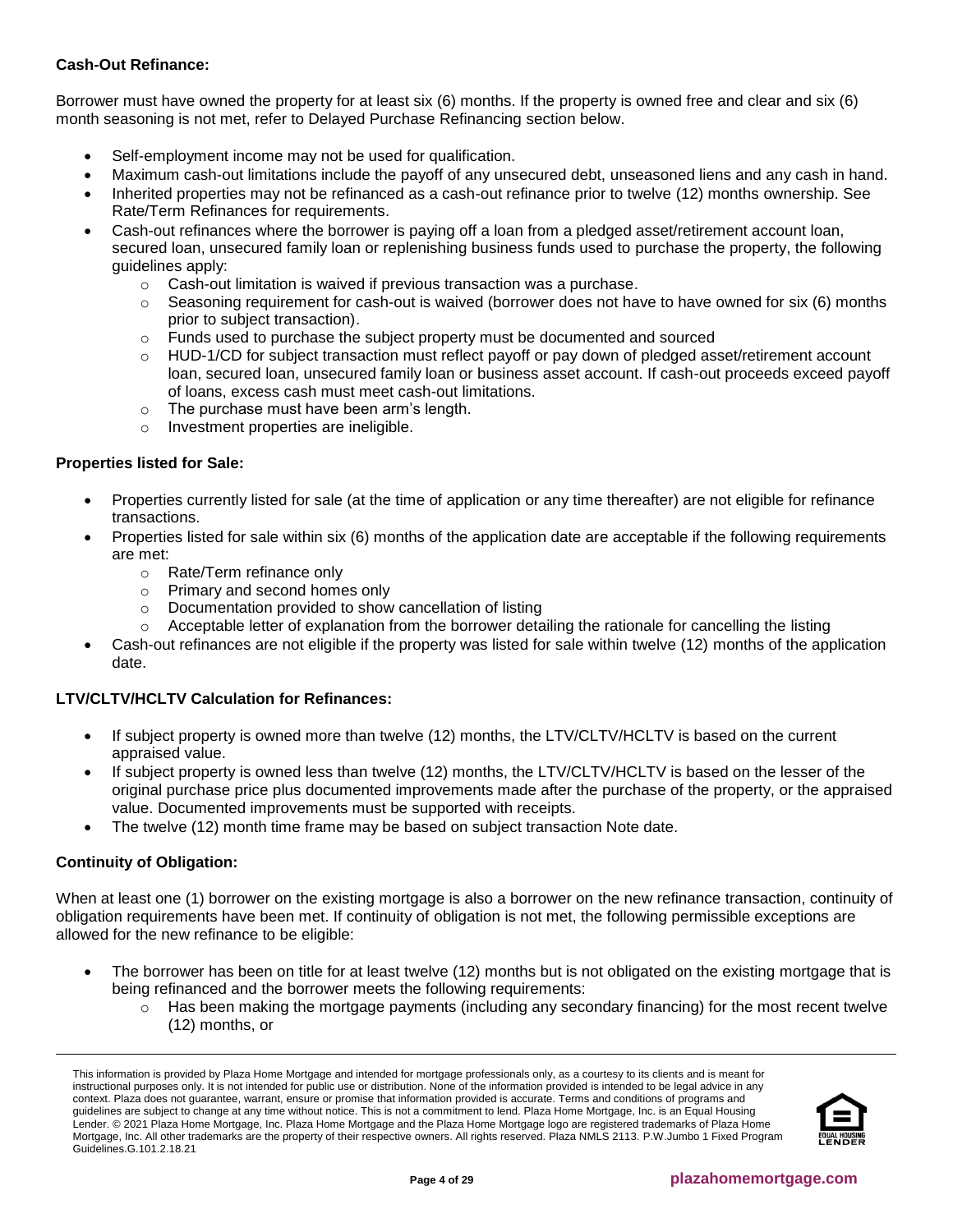**Cash-Out Refinance:**

Borrower must have owned the property for at least six (6) months. If the property is owned free and clear and six (6) month seasoning is not met, refer to Delayed Purchase Refinancing section below.

- Self-employment income may not be used for qualification.
- Maximum cash-out limitations include the payoff of any unsecured debt, unseasoned liens and any cash in hand.
- Inherited properties may not be refinanced as a cash-out refinance prior to twelve (12) months ownership. See Rate/Term Refinances for requirements.
- Cash-out refinances where the borrower is paying off a loan from a pledged asset/retirement account loan, secured loan, unsecured family loan or replenishing business funds used to purchase the property, the following guidelines apply:
  - Cash-out limitation is waived if previous transaction was a purchase.
  - Seasoning requirement for cash-out is waived (borrower does not have to have owned for six (6) months prior to subject transaction).
  - Funds used to purchase the subject property must be documented and sourced
  - HUD-1/CD for subject transaction must reflect payoff or pay down of pledged asset/retirement account loan, secured loan, unsecured family loan or business asset account. If cash-out proceeds exceed payoff of loans, excess cash must meet cash-out limitations.
  - The purchase must have been arm's length.
  - Investment properties are ineligible.

**Properties listed for Sale:**

- Properties currently listed for sale (at the time of application or any time thereafter) are not eligible for refinance transactions.
- Properties listed for sale within six (6) months of the application date are acceptable if the following requirements are met:
  - Rate/Term refinance only
  - Primary and second homes only
  - Documentation provided to show cancellation of listing
  - Acceptable letter of explanation from the borrower detailing the rationale for cancelling the listing
- Cash-out refinances are not eligible if the property was listed for sale within twelve (12) months of the application date.

**LTV/CLTV/HCLTV Calculation for Refinances:**

- If subject property is owned more than twelve (12) months, the LTV/CLTV/HCLTV is based on the current appraised value.
- If subject property is owned less than twelve (12) months, the LTV/CLTV/HCLTV is based on the lesser of the original purchase price plus documented improvements made after the purchase of the property, or the appraised value. Documented improvements must be supported with receipts.
- The twelve (12) month time frame may be based on subject transaction Note date.

**Continuity of Obligation:**

When at least one (1) borrower on the existing mortgage is also a borrower on the new refinance transaction, continuity of obligation requirements have been met. If continuity of obligation is not met, the following permissible exceptions are allowed for the new refinance to be eligible:

- The borrower has been on title for at least twelve (12) months but is not obligated on the existing mortgage that is being refinanced and the borrower meets the following requirements:
  - Has been making the mortgage payments (including any secondary financing) for the most recent twelve (12) months, or

This information is provided by Plaza Home Mortgage and intended for mortgage professionals only, as a courtesy to its clients and is meant for instructional purposes only. It is not intended for public use or distribution. None of the information provided is intended to be legal advice in any context. Plaza does not guarantee, warrant, ensure or promise that information provided is accurate. Terms and conditions of programs and guidelines are subject to change at any time without notice. This is not a commitment to lend. Plaza Home Mortgage, Inc. is an Equal Housing Lender. © 2021 Plaza Home Mortgage, Inc. Plaza Home Mortgage and the Plaza Home Mortgage logo are registered trademarks of Plaza Home Mortgage, Inc. All other trademarks are the property of their respective owners. All rights reserved. Plaza NMLS 2113. P.W.Jumbo 1 Fixed Program Guidelines.G.101.2.18.21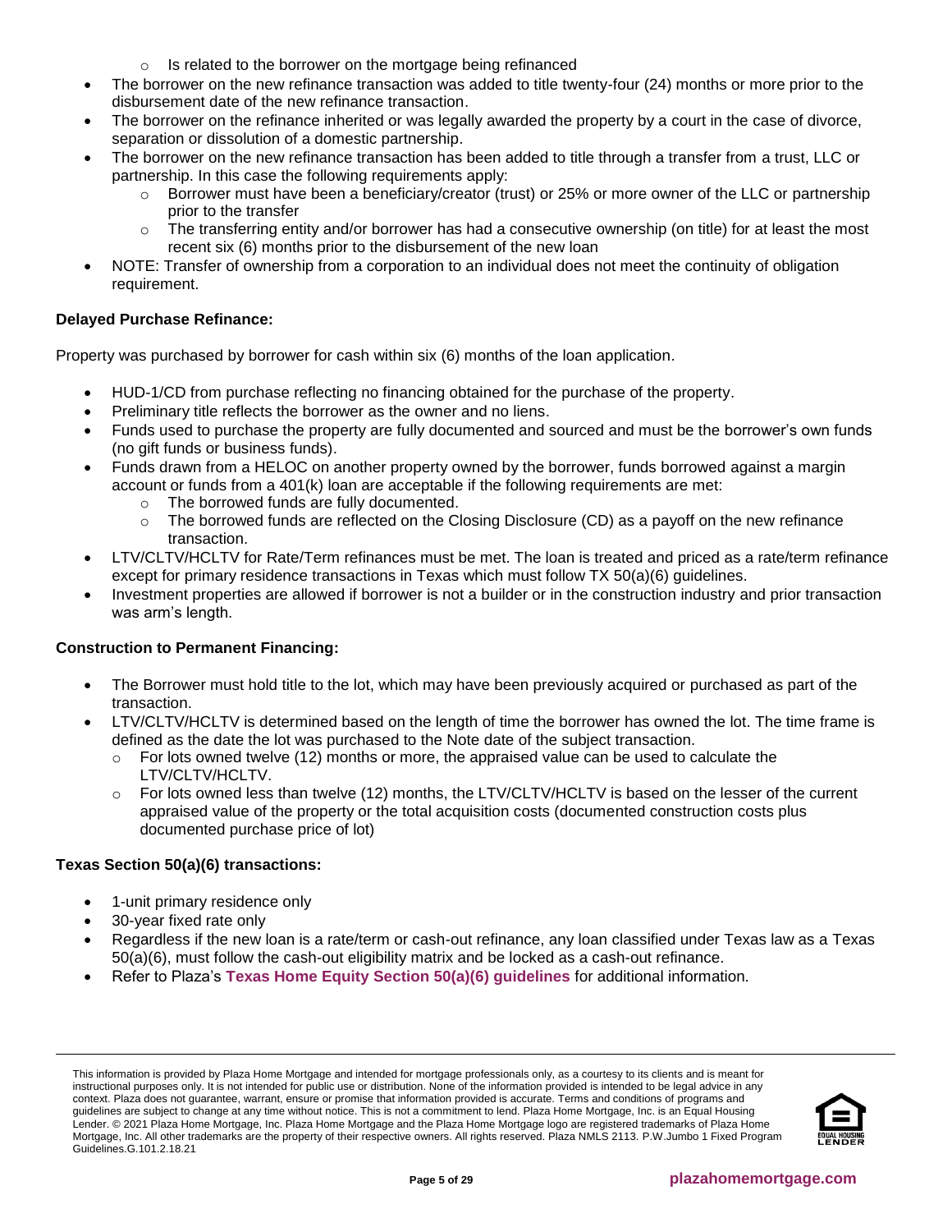- Is related to the borrower on the mortgage being refinanced
- The borrower on the new refinance transaction was added to title twenty-four (24) months or more prior to the disbursement date of the new refinance transaction.
- The borrower on the refinance inherited or was legally awarded the property by a court in the case of divorce, separation or dissolution of a domestic partnership.
- The borrower on the new refinance transaction has been added to title through a transfer from a trust, LLC or partnership. In this case the following requirements apply:
  - Borrower must have been a beneficiary/creator (trust) or 25% or more owner of the LLC or partnership prior to the transfer
  - The transferring entity and/or borrower has had a consecutive ownership (on title) for at least the most recent six (6) months prior to the disbursement of the new loan
- NOTE: Transfer of ownership from a corporation to an individual does not meet the continuity of obligation requirement.

**Delayed Purchase Refinance:**

Property was purchased by borrower for cash within six (6) months of the loan application.

- HUD-1/CD from purchase reflecting no financing obtained for the purchase of the property.
- Preliminary title reflects the borrower as the owner and no liens.
- Funds used to purchase the property are fully documented and sourced and must be the borrower's own funds (no gift funds or business funds).
- Funds drawn from a HELOC on another property owned by the borrower, funds borrowed against a margin account or funds from a 401(k) loan are acceptable if the following requirements are met:
  - The borrowed funds are fully documented.
  - The borrowed funds are reflected on the Closing Disclosure (CD) as a payoff on the new refinance transaction.
- LTV/CLTV/HCLTV for Rate/Term refinances must be met. The loan is treated and priced as a rate/term refinance except for primary residence transactions in Texas which must follow TX 50(a)(6) guidelines.
- Investment properties are allowed if borrower is not a builder or in the construction industry and prior transaction was arm's length.

**Construction to Permanent Financing:**

- The Borrower must hold title to the lot, which may have been previously acquired or purchased as part of the transaction.
- LTV/CLTV/HCLTV is determined based on the length of time the borrower has owned the lot. The time frame is defined as the date the lot was purchased to the Note date of the subject transaction.
  - For lots owned twelve (12) months or more, the appraised value can be used to calculate the LTV/CLTV/HCLTV.
  - For lots owned less than twelve (12) months, the LTV/CLTV/HCLTV is based on the lesser of the current appraised value of the property or the total acquisition costs (documented construction costs plus documented purchase price of lot)

**Texas Section 50(a)(6) transactions:**

- 1-unit primary residence only
- 30-year fixed rate only
- Regardless if the new loan is a rate/term or cash-out refinance, any loan classified under Texas law as a Texas 50(a)(6), must follow the cash-out eligibility matrix and be locked as a cash-out refinance.
- Refer to Plaza's **Texas Home Equity Section 50(a)(6) guidelines** for additional information.

This information is provided by Plaza Home Mortgage and intended for mortgage professionals only, as a courtesy to its clients and is meant for instructional purposes only. It is not intended for public use or distribution. None of the information provided is intended to be legal advice in any context. Plaza does not guarantee, warrant, ensure or promise that information provided is accurate. Terms and conditions of programs and guidelines are subject to change at any time without notice. This is not a commitment to lend. Plaza Home Mortgage, Inc. is an Equal Housing Lender. © 2021 Plaza Home Mortgage, Inc. Plaza Home Mortgage and the Plaza Home Mortgage logo are registered trademarks of Plaza Home Mortgage, Inc. All other trademarks are the property of their respective owners. All rights reserved. Plaza NMLS 2113. P.W.Jumbo 1 Fixed Program Guidelines.G.101.2.18.21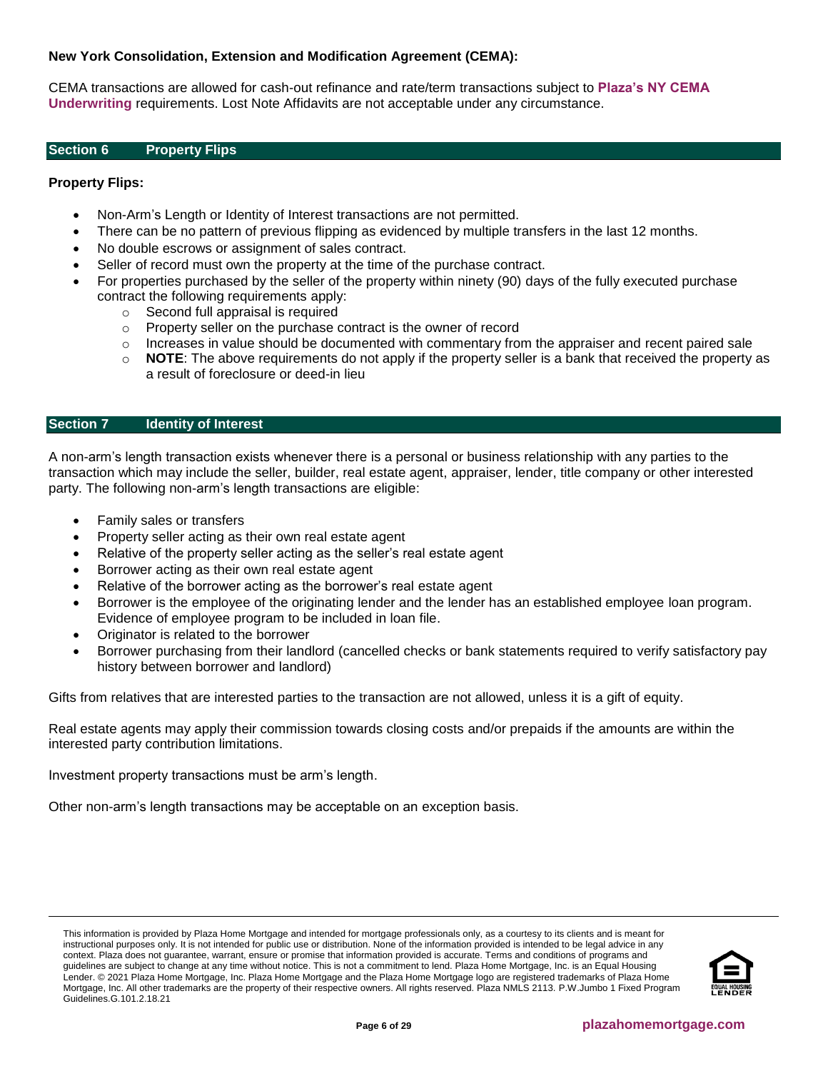**New York Consolidation, Extension and Modification Agreement (CEMA):**

CEMA transactions are allowed for cash-out refinance and rate/term transactions subject to **Plaza's NY CEMA Underwriting** requirements. Lost Note Affidavits are not acceptable under any circumstance.

## Section 6 Property Flips

**Property Flips:**

- Non-Arm's Length or Identity of Interest transactions are not permitted.
- There can be no pattern of previous flipping as evidenced by multiple transfers in the last 12 months.
- No double escrows or assignment of sales contract.
- Seller of record must own the property at the time of the purchase contract.
- For properties purchased by the seller of the property within ninety (90) days of the fully executed purchase contract the following requirements apply:
  - Second full appraisal is required
  - Property seller on the purchase contract is the owner of record
  - Increases in value should be documented with commentary from the appraiser and recent paired sale
  - **NOTE**: The above requirements do not apply if the property seller is a bank that received the property as a result of foreclosure or deed-in lieu

## Section 7 Identity of Interest

A non-arm's length transaction exists whenever there is a personal or business relationship with any parties to the transaction which may include the seller, builder, real estate agent, appraiser, lender, title company or other interested party. The following non-arm's length transactions are eligible:

- Family sales or transfers
- Property seller acting as their own real estate agent
- Relative of the property seller acting as the seller's real estate agent
- Borrower acting as their own real estate agent
- Relative of the borrower acting as the borrower's real estate agent
- Borrower is the employee of the originating lender and the lender has an established employee loan program. Evidence of employee program to be included in loan file.
- Originator is related to the borrower
- Borrower purchasing from their landlord (cancelled checks or bank statements required to verify satisfactory pay history between borrower and landlord)

Gifts from relatives that are interested parties to the transaction are not allowed, unless it is a gift of equity.

Real estate agents may apply their commission towards closing costs and/or prepaids if the amounts are within the interested party contribution limitations.

Investment property transactions must be arm's length.

Other non-arm's length transactions may be acceptable on an exception basis.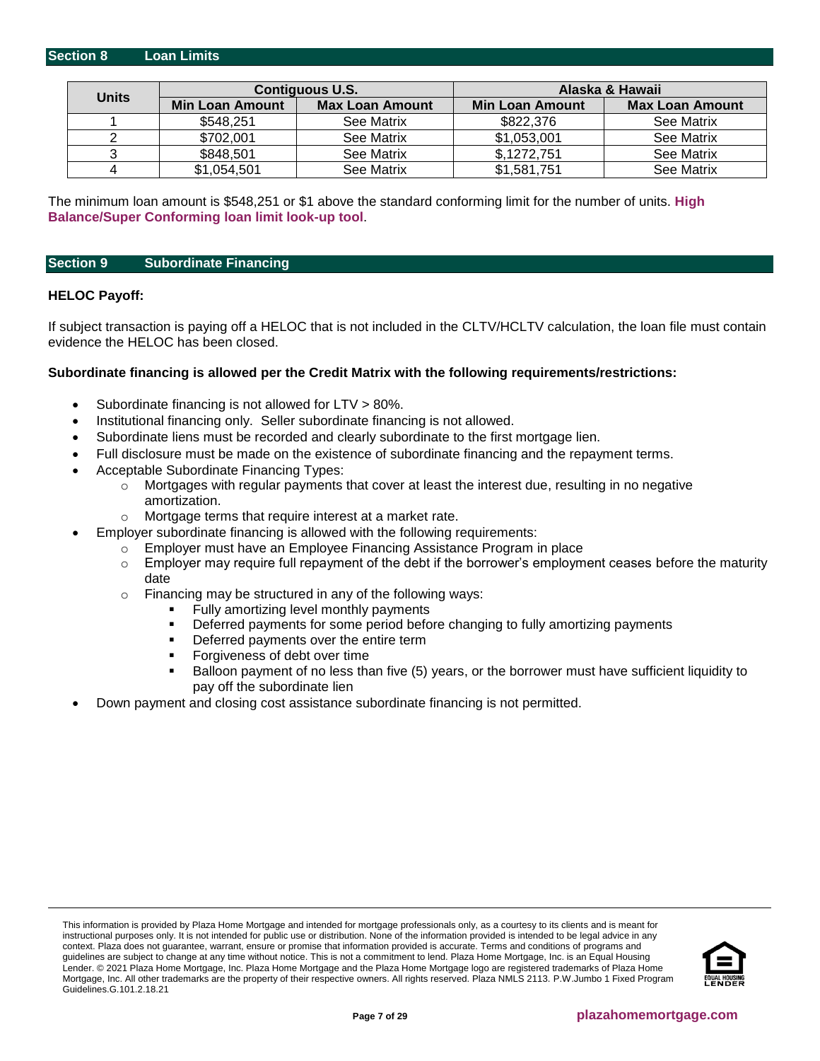## Section 8 Loan Limits

| Units | Contiguous U.S. | | Alaska & Hawaii | |
|---|---|---|---|---|
| | Min Loan Amount | Max Loan Amount | Min Loan Amount | Max Loan Amount |
| 1 | $548,251 | See Matrix | $822,376 | See Matrix |
| 2 | $702,001 | See Matrix | $1,053,001 | See Matrix |
| 3 | $848,501 | See Matrix | $,1272,751 | See Matrix |
| 4 | $1,054,501 | See Matrix | $1,581,751 | See Matrix |

The minimum loan amount is $548,251 or $1 above the standard conforming limit for the number of units. **High Balance/Super Conforming loan limit look-up tool**.

## Section 9 Subordinate Financing

**HELOC Payoff:**

If subject transaction is paying off a HELOC that is not included in the CLTV/HCLTV calculation, the loan file must contain evidence the HELOC has been closed.

**Subordinate financing is allowed per the Credit Matrix with the following requirements/restrictions:**

- Subordinate financing is not allowed for LTV > 80%.
- Institutional financing only. Seller subordinate financing is not allowed.
- Subordinate liens must be recorded and clearly subordinate to the first mortgage lien.
- Full disclosure must be made on the existence of subordinate financing and the repayment terms.
- Acceptable Subordinate Financing Types:
  - Mortgages with regular payments that cover at least the interest due, resulting in no negative amortization.
  - Mortgage terms that require interest at a market rate.
- Employer subordinate financing is allowed with the following requirements:
  - Employer must have an Employee Financing Assistance Program in place
  - Employer may require full repayment of the debt if the borrower's employment ceases before the maturity date
  - Financing may be structured in any of the following ways:
    - Fully amortizing level monthly payments
    - Deferred payments for some period before changing to fully amortizing payments
    - Deferred payments over the entire term
    - Forgiveness of debt over time
    - Balloon payment of no less than five (5) years, or the borrower must have sufficient liquidity to pay off the subordinate lien
- Down payment and closing cost assistance subordinate financing is not permitted.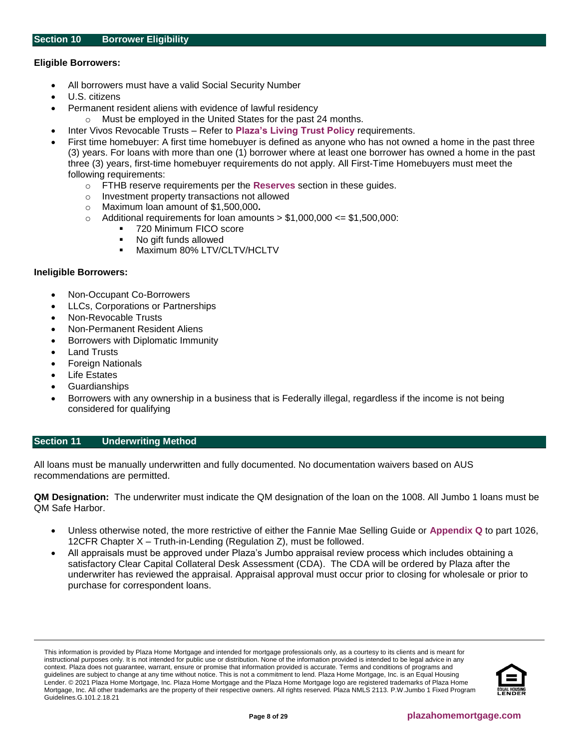## Section 10 Borrower Eligibility

**Eligible Borrowers:**

- All borrowers must have a valid Social Security Number
- U.S. citizens
- Permanent resident aliens with evidence of lawful residency
  - Must be employed in the United States for the past 24 months.
- Inter Vivos Revocable Trusts – Refer to **Plaza's Living Trust Policy** requirements.
- First time homebuyer: A first time homebuyer is defined as anyone who has not owned a home in the past three (3) years. For loans with more than one (1) borrower where at least one borrower has owned a home in the past three (3) years, first-time homebuyer requirements do not apply. All First-Time Homebuyers must meet the following requirements:
  - FTHB reserve requirements per the **Reserves** section in these guides.
  - Investment property transactions not allowed
  - Maximum loan amount of $1,500,000**.**
  - Additional requirements for loan amounts > $1,000,000 <= $1,500,000:
    - 720 Minimum FICO score
    - No gift funds allowed
    - Maximum 80% LTV/CLTV/HCLTV

**Ineligible Borrowers:**

- Non-Occupant Co-Borrowers
- LLCs, Corporations or Partnerships
- Non-Revocable Trusts
- Non-Permanent Resident Aliens
- Borrowers with Diplomatic Immunity
- Land Trusts
- Foreign Nationals
- Life Estates
- Guardianships
- Borrowers with any ownership in a business that is Federally illegal, regardless if the income is not being considered for qualifying

## Section 11 Underwriting Method

All loans must be manually underwritten and fully documented. No documentation waivers based on AUS recommendations are permitted.

**QM Designation:** The underwriter must indicate the QM designation of the loan on the 1008. All Jumbo 1 loans must be QM Safe Harbor.

- Unless otherwise noted, the more restrictive of either the Fannie Mae Selling Guide or **Appendix Q** to part 1026, 12CFR Chapter X – Truth-in-Lending (Regulation Z), must be followed.
- All appraisals must be approved under Plaza's Jumbo appraisal review process which includes obtaining a satisfactory Clear Capital Collateral Desk Assessment (CDA). The CDA will be ordered by Plaza after the underwriter has reviewed the appraisal. Appraisal approval must occur prior to closing for wholesale or prior to purchase for correspondent loans.

This information is provided by Plaza Home Mortgage and intended for mortgage professionals only, as a courtesy to its clients and is meant for instructional purposes only. It is not intended for public use or distribution. None of the information provided is intended to be legal advice in any context. Plaza does not guarantee, warrant, ensure or promise that information provided is accurate. Terms and conditions of programs and guidelines are subject to change at any time without notice. This is not a commitment to lend. Plaza Home Mortgage, Inc. is an Equal Housing Lender. © 2021 Plaza Home Mortgage, Inc. Plaza Home Mortgage and the Plaza Home Mortgage logo are registered trademarks of Plaza Home Mortgage, Inc. All other trademarks are the property of their respective owners. All rights reserved. Plaza NMLS 2113. P.W.Jumbo 1 Fixed Program Guidelines.G.101.2.18.21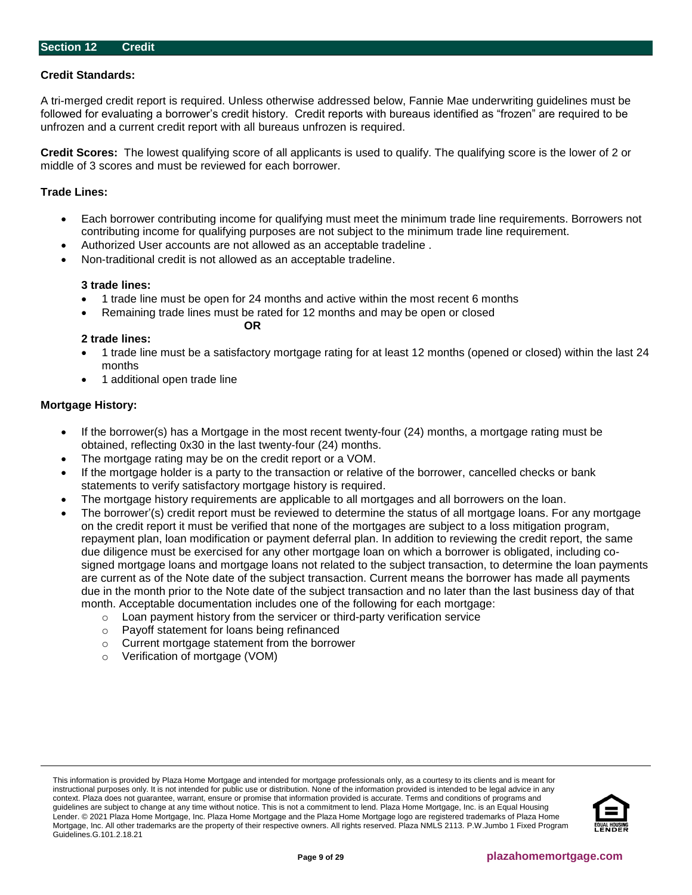## Section 12 Credit

**Credit Standards:**

A tri-merged credit report is required. Unless otherwise addressed below, Fannie Mae underwriting guidelines must be followed for evaluating a borrower's credit history. Credit reports with bureaus identified as "frozen" are required to be unfrozen and a current credit report with all bureaus unfrozen is required.

**Credit Scores:** The lowest qualifying score of all applicants is used to qualify. The qualifying score is the lower of 2 or middle of 3 scores and must be reviewed for each borrower.

**Trade Lines:**

- Each borrower contributing income for qualifying must meet the minimum trade line requirements. Borrowers not contributing income for qualifying purposes are not subject to the minimum trade line requirement.
- Authorized User accounts are not allowed as an acceptable tradeline .
- Non-traditional credit is not allowed as an acceptable tradeline.

**3 trade lines:**

- 1 trade line must be open for 24 months and active within the most recent 6 months
- Remaining trade lines must be rated for 12 months and may be open or closed

**OR**

**2 trade lines:**

- 1 trade line must be a satisfactory mortgage rating for at least 12 months (opened or closed) within the last 24 months
- 1 additional open trade line

**Mortgage History:**

- If the borrower(s) has a Mortgage in the most recent twenty-four (24) months, a mortgage rating must be obtained, reflecting 0x30 in the last twenty-four (24) months.
- The mortgage rating may be on the credit report or a VOM.
- If the mortgage holder is a party to the transaction or relative of the borrower, cancelled checks or bank statements to verify satisfactory mortgage history is required.
- The mortgage history requirements are applicable to all mortgages and all borrowers on the loan.
- The borrower'(s) credit report must be reviewed to determine the status of all mortgage loans. For any mortgage on the credit report it must be verified that none of the mortgages are subject to a loss mitigation program, repayment plan, loan modification or payment deferral plan. In addition to reviewing the credit report, the same due diligence must be exercised for any other mortgage loan on which a borrower is obligated, including co-signed mortgage loans and mortgage loans not related to the subject transaction, to determine the loan payments are current as of the Note date of the subject transaction. Current means the borrower has made all payments due in the month prior to the Note date of the subject transaction and no later than the last business day of that month. Acceptable documentation includes one of the following for each mortgage:
  - Loan payment history from the servicer or third-party verification service
  - Payoff statement for loans being refinanced
  - Current mortgage statement from the borrower
  - Verification of mortgage (VOM)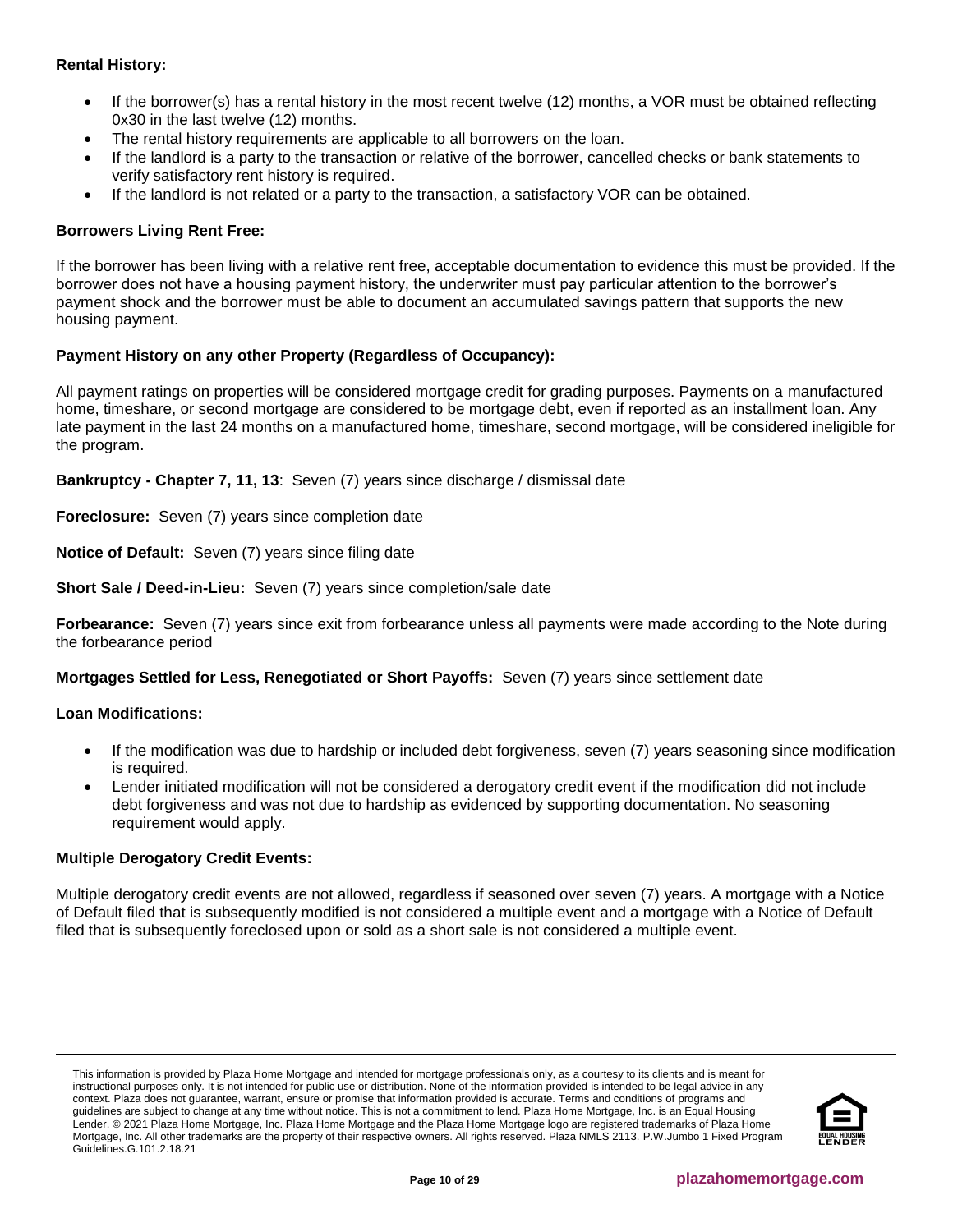**Rental History:**

- If the borrower(s) has a rental history in the most recent twelve (12) months, a VOR must be obtained reflecting 0x30 in the last twelve (12) months.
- The rental history requirements are applicable to all borrowers on the loan.
- If the landlord is a party to the transaction or relative of the borrower, cancelled checks or bank statements to verify satisfactory rent history is required.
- If the landlord is not related or a party to the transaction, a satisfactory VOR can be obtained.

**Borrowers Living Rent Free:**

If the borrower has been living with a relative rent free, acceptable documentation to evidence this must be provided. If the borrower does not have a housing payment history, the underwriter must pay particular attention to the borrower's payment shock and the borrower must be able to document an accumulated savings pattern that supports the new housing payment.

**Payment History on any other Property (Regardless of Occupancy):**

All payment ratings on properties will be considered mortgage credit for grading purposes. Payments on a manufactured home, timeshare, or second mortgage are considered to be mortgage debt, even if reported as an installment loan. Any late payment in the last 24 months on a manufactured home, timeshare, second mortgage, will be considered ineligible for the program.

**Bankruptcy - Chapter 7, 11, 13**: Seven (7) years since discharge / dismissal date

**Foreclosure:** Seven (7) years since completion date

**Notice of Default:** Seven (7) years since filing date

**Short Sale / Deed-in-Lieu:** Seven (7) years since completion/sale date

**Forbearance:** Seven (7) years since exit from forbearance unless all payments were made according to the Note during the forbearance period

**Mortgages Settled for Less, Renegotiated or Short Payoffs:** Seven (7) years since settlement date

**Loan Modifications:**

- If the modification was due to hardship or included debt forgiveness, seven (7) years seasoning since modification is required.
- Lender initiated modification will not be considered a derogatory credit event if the modification did not include debt forgiveness and was not due to hardship as evidenced by supporting documentation. No seasoning requirement would apply.

**Multiple Derogatory Credit Events:**

Multiple derogatory credit events are not allowed, regardless if seasoned over seven (7) years. A mortgage with a Notice of Default filed that is subsequently modified is not considered a multiple event and a mortgage with a Notice of Default filed that is subsequently foreclosed upon or sold as a short sale is not considered a multiple event.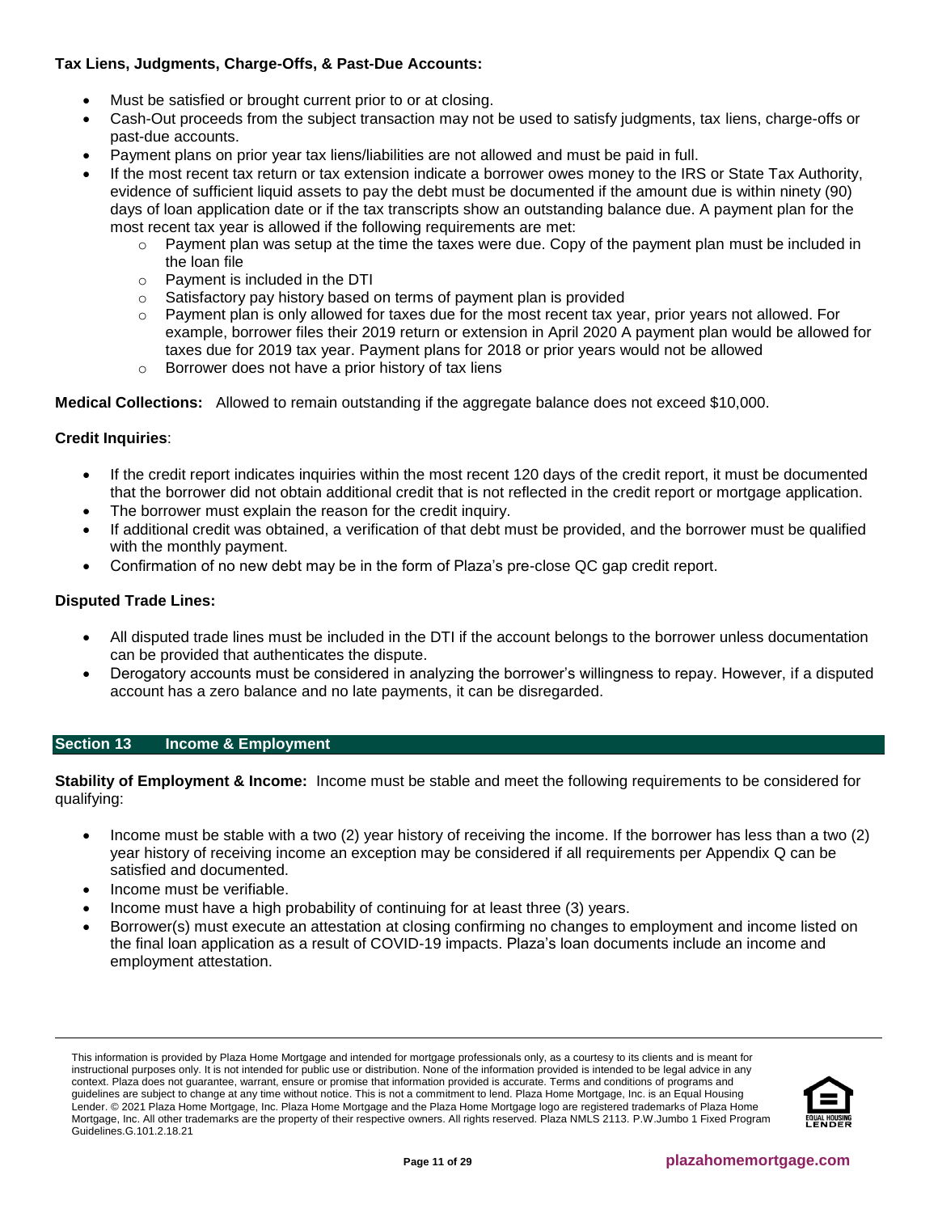**Tax Liens, Judgments, Charge-Offs, & Past-Due Accounts:**

- Must be satisfied or brought current prior to or at closing.
- Cash-Out proceeds from the subject transaction may not be used to satisfy judgments, tax liens, charge-offs or past-due accounts.
- Payment plans on prior year tax liens/liabilities are not allowed and must be paid in full.
- If the most recent tax return or tax extension indicate a borrower owes money to the IRS or State Tax Authority, evidence of sufficient liquid assets to pay the debt must be documented if the amount due is within ninety (90) days of loan application date or if the tax transcripts show an outstanding balance due. A payment plan for the most recent tax year is allowed if the following requirements are met:
  - Payment plan was setup at the time the taxes were due. Copy of the payment plan must be included in the loan file
  - Payment is included in the DTI
  - Satisfactory pay history based on terms of payment plan is provided
  - Payment plan is only allowed for taxes due for the most recent tax year, prior years not allowed. For example, borrower files their 2019 return or extension in April 2020 A payment plan would be allowed for taxes due for 2019 tax year. Payment plans for 2018 or prior years would not be allowed
  - Borrower does not have a prior history of tax liens

**Medical Collections:** Allowed to remain outstanding if the aggregate balance does not exceed $10,000.

**Credit Inquiries**:

- If the credit report indicates inquiries within the most recent 120 days of the credit report, it must be documented that the borrower did not obtain additional credit that is not reflected in the credit report or mortgage application.
- The borrower must explain the reason for the credit inquiry.
- If additional credit was obtained, a verification of that debt must be provided, and the borrower must be qualified with the monthly payment.
- Confirmation of no new debt may be in the form of Plaza's pre-close QC gap credit report.

**Disputed Trade Lines:**

- All disputed trade lines must be included in the DTI if the account belongs to the borrower unless documentation can be provided that authenticates the dispute.
- Derogatory accounts must be considered in analyzing the borrower's willingness to repay. However, if a disputed account has a zero balance and no late payments, it can be disregarded.

## Section 13 Income & Employment

**Stability of Employment & Income:** Income must be stable and meet the following requirements to be considered for qualifying:

- Income must be stable with a two (2) year history of receiving the income. If the borrower has less than a two (2) year history of receiving income an exception may be considered if all requirements per Appendix Q can be satisfied and documented.
- Income must be verifiable.
- Income must have a high probability of continuing for at least three (3) years.
- Borrower(s) must execute an attestation at closing confirming no changes to employment and income listed on the final loan application as a result of COVID-19 impacts. Plaza's loan documents include an income and employment attestation.

This information is provided by Plaza Home Mortgage and intended for mortgage professionals only, as a courtesy to its clients and is meant for instructional purposes only. It is not intended for public use or distribution. None of the information provided is intended to be legal advice in any context. Plaza does not guarantee, warrant, ensure or promise that information provided is accurate. Terms and conditions of programs and guidelines are subject to change at any time without notice. This is not a commitment to lend. Plaza Home Mortgage, Inc. is an Equal Housing Lender. © 2021 Plaza Home Mortgage, Inc. Plaza Home Mortgage and the Plaza Home Mortgage logo are registered trademarks of Plaza Home Mortgage, Inc. All other trademarks are the property of their respective owners. All rights reserved. Plaza NMLS 2113. P.W.Jumbo 1 Fixed Program Guidelines.G.101.2.18.21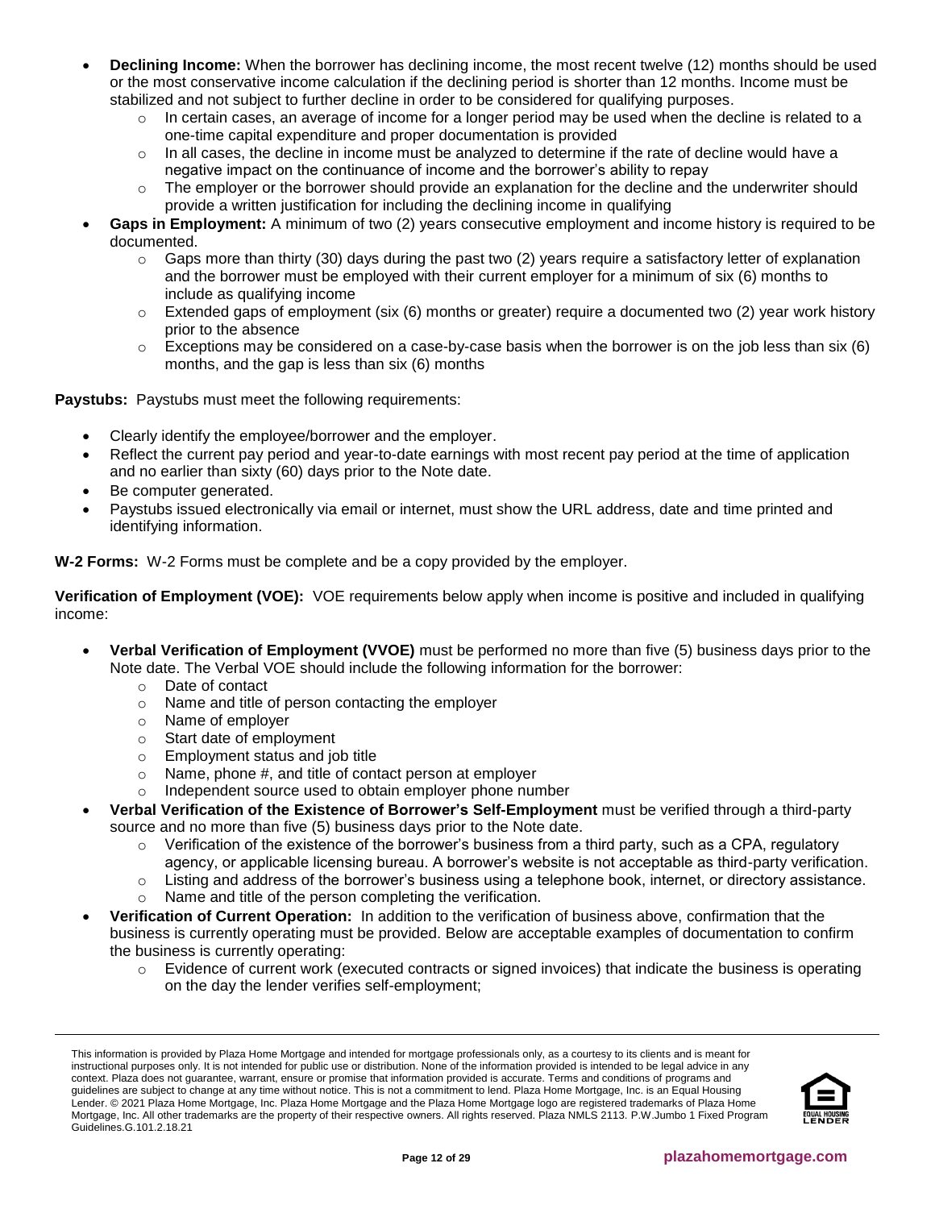- **Declining Income:** When the borrower has declining income, the most recent twelve (12) months should be used or the most conservative income calculation if the declining period is shorter than 12 months. Income must be stabilized and not subject to further decline in order to be considered for qualifying purposes.
  - In certain cases, an average of income for a longer period may be used when the decline is related to a one-time capital expenditure and proper documentation is provided
  - In all cases, the decline in income must be analyzed to determine if the rate of decline would have a negative impact on the continuance of income and the borrower's ability to repay
  - The employer or the borrower should provide an explanation for the decline and the underwriter should provide a written justification for including the declining income in qualifying
- **Gaps in Employment:** A minimum of two (2) years consecutive employment and income history is required to be documented.
  - Gaps more than thirty (30) days during the past two (2) years require a satisfactory letter of explanation and the borrower must be employed with their current employer for a minimum of six (6) months to include as qualifying income
  - Extended gaps of employment (six (6) months or greater) require a documented two (2) year work history prior to the absence
  - Exceptions may be considered on a case-by-case basis when the borrower is on the job less than six (6) months, and the gap is less than six (6) months

**Paystubs:** Paystubs must meet the following requirements:

- Clearly identify the employee/borrower and the employer.
- Reflect the current pay period and year-to-date earnings with most recent pay period at the time of application and no earlier than sixty (60) days prior to the Note date.
- Be computer generated.
- Paystubs issued electronically via email or internet, must show the URL address, date and time printed and identifying information.

**W-2 Forms:** W-2 Forms must be complete and be a copy provided by the employer.

**Verification of Employment (VOE):** VOE requirements below apply when income is positive and included in qualifying income:

- **Verbal Verification of Employment (VVOE)** must be performed no more than five (5) business days prior to the Note date. The Verbal VOE should include the following information for the borrower:
  - Date of contact
  - Name and title of person contacting the employer
  - Name of employer
  - Start date of employment
  - Employment status and job title
  - Name, phone #, and title of contact person at employer
  - Independent source used to obtain employer phone number
- **Verbal Verification of the Existence of Borrower's Self-Employment** must be verified through a third-party source and no more than five (5) business days prior to the Note date.
  - Verification of the existence of the borrower's business from a third party, such as a CPA, regulatory agency, or applicable licensing bureau. A borrower's website is not acceptable as third-party verification.
  - Listing and address of the borrower's business using a telephone book, internet, or directory assistance.
  - Name and title of the person completing the verification.
- **Verification of Current Operation:** In addition to the verification of business above, confirmation that the business is currently operating must be provided. Below are acceptable examples of documentation to confirm the business is currently operating:
  - Evidence of current work (executed contracts or signed invoices) that indicate the business is operating on the day the lender verifies self-employment;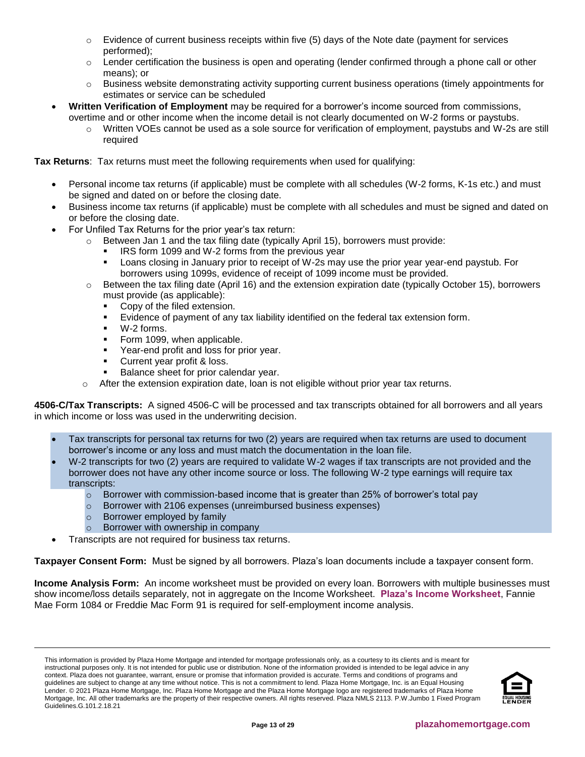- Evidence of current business receipts within five (5) days of the Note date (payment for services performed);
  - Lender certification the business is open and operating (lender confirmed through a phone call or other means); or
  - Business website demonstrating activity supporting current business operations (timely appointments for estimates or service can be scheduled
- **Written Verification of Employment** may be required for a borrower's income sourced from commissions, overtime and or other income when the income detail is not clearly documented on W-2 forms or paystubs.
  - Written VOEs cannot be used as a sole source for verification of employment, paystubs and W-2s are still required

**Tax Returns**: Tax returns must meet the following requirements when used for qualifying:

- Personal income tax returns (if applicable) must be complete with all schedules (W-2 forms, K-1s etc.) and must be signed and dated on or before the closing date.
- Business income tax returns (if applicable) must be complete with all schedules and must be signed and dated on or before the closing date.
- For Unfiled Tax Returns for the prior year's tax return:
  - Between Jan 1 and the tax filing date (typically April 15), borrowers must provide:
    - IRS form 1099 and W-2 forms from the previous year
    - Loans closing in January prior to receipt of W-2s may use the prior year year-end paystub. For borrowers using 1099s, evidence of receipt of 1099 income must be provided.
  - Between the tax filing date (April 16) and the extension expiration date (typically October 15), borrowers must provide (as applicable):
    - Copy of the filed extension.
    - Evidence of payment of any tax liability identified on the federal tax extension form.
    - W-2 forms.
    - Form 1099, when applicable.
    - Year-end profit and loss for prior year.
    - Current year profit & loss.
    - Balance sheet for prior calendar year.
  - After the extension expiration date, loan is not eligible without prior year tax returns.

**4506-C/Tax Transcripts:** A signed 4506-C will be processed and tax transcripts obtained for all borrowers and all years in which income or loss was used in the underwriting decision.

- Tax transcripts for personal tax returns for two (2) years are required when tax returns are used to document borrower's income or any loss and must match the documentation in the loan file.
- W-2 transcripts for two (2) years are required to validate W-2 wages if tax transcripts are not provided and the borrower does not have any other income source or loss. The following W-2 type earnings will require tax transcripts:
  - Borrower with commission-based income that is greater than 25% of borrower's total pay
  - Borrower with 2106 expenses (unreimbursed business expenses)
  - Borrower employed by family
  - Borrower with ownership in company
- Transcripts are not required for business tax returns.

**Taxpayer Consent Form:** Must be signed by all borrowers. Plaza's loan documents include a taxpayer consent form.

**Income Analysis Form:** An income worksheet must be provided on every loan. Borrowers with multiple businesses must show income/loss details separately, not in aggregate on the Income Worksheet. **Plaza's Income Worksheet**, Fannie Mae Form 1084 or Freddie Mac Form 91 is required for self-employment income analysis.

This information is provided by Plaza Home Mortgage and intended for mortgage professionals only, as a courtesy to its clients and is meant for instructional purposes only. It is not intended for public use or distribution. None of the information provided is intended to be legal advice in any context. Plaza does not guarantee, warrant, ensure or promise that information provided is accurate. Terms and conditions of programs and guidelines are subject to change at any time without notice. This is not a commitment to lend. Plaza Home Mortgage, Inc. is an Equal Housing Lender. © 2021 Plaza Home Mortgage, Inc. Plaza Home Mortgage and the Plaza Home Mortgage logo are registered trademarks of Plaza Home Mortgage, Inc. All other trademarks are the property of their respective owners. All rights reserved. Plaza NMLS 2113. P.W.Jumbo 1 Fixed Program Guidelines.G.101.2.18.21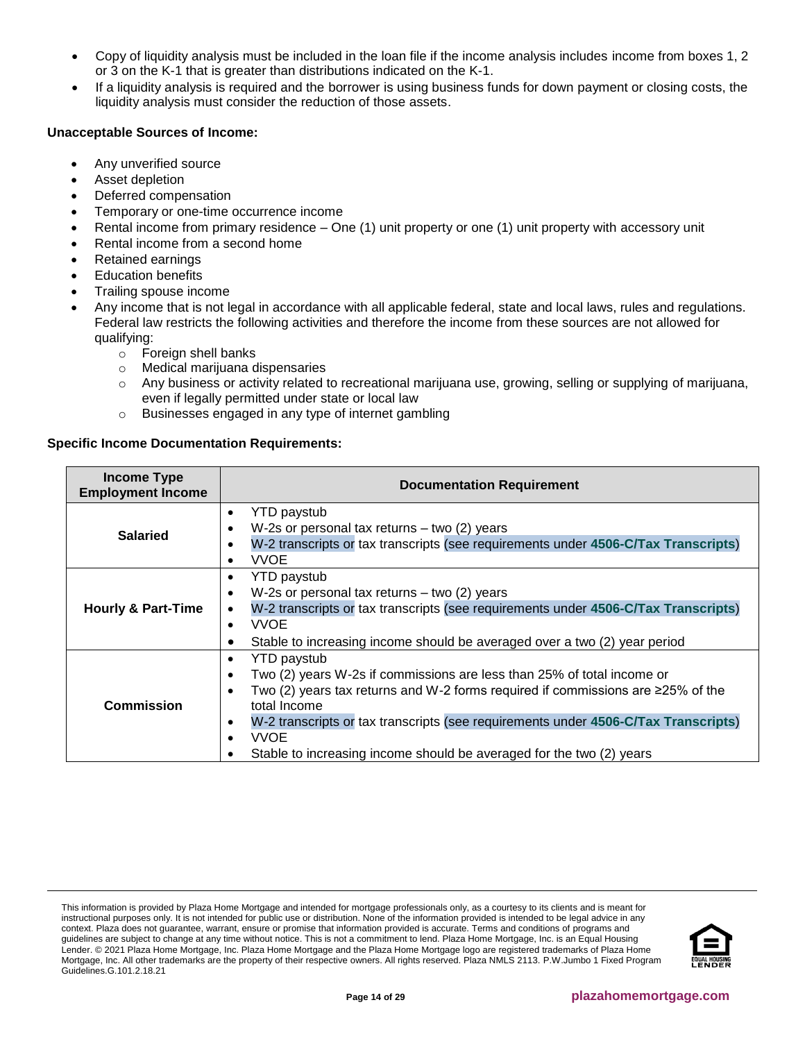- Copy of liquidity analysis must be included in the loan file if the income analysis includes income from boxes 1, 2 or 3 on the K-1 that is greater than distributions indicated on the K-1.
- If a liquidity analysis is required and the borrower is using business funds for down payment or closing costs, the liquidity analysis must consider the reduction of those assets.

**Unacceptable Sources of Income:**

- Any unverified source
- Asset depletion
- Deferred compensation
- Temporary or one-time occurrence income
- Rental income from primary residence – One (1) unit property or one (1) unit property with accessory unit
- Rental income from a second home
- Retained earnings
- Education benefits
- Trailing spouse income
- Any income that is not legal in accordance with all applicable federal, state and local laws, rules and regulations. Federal law restricts the following activities and therefore the income from these sources are not allowed for qualifying:
    - Foreign shell banks
    - Medical marijuana dispensaries
    - Any business or activity related to recreational marijuana use, growing, selling or supplying of marijuana, even if legally permitted under state or local law
    - Businesses engaged in any type of internet gambling

**Specific Income Documentation Requirements:**

| Income Type Employment Income | Documentation Requirement |
|---|---|
| **Salaried** | • YTD paystub<br>• W-2s or personal tax returns – two (2) years<br>• W-2 transcripts or tax transcripts (see requirements under **4506-C/Tax Transcripts**)<br>• VVOE |
| **Hourly & Part-Time** | • YTD paystub<br>• W-2s or personal tax returns – two (2) years<br>• W-2 transcripts or tax transcripts (see requirements under **4506-C/Tax Transcripts**)<br>• VVOE<br>• Stable to increasing income should be averaged over a two (2) year period |
| **Commission** | • YTD paystub<br>• Two (2) years W-2s if commissions are less than 25% of total income or<br>• Two (2) years tax returns and W-2 forms required if commissions are ≥25% of the total Income<br>• W-2 transcripts or tax transcripts (see requirements under **4506-C/Tax Transcripts**)<br>• VVOE<br>• Stable to increasing income should be averaged for the two (2) years |

This information is provided by Plaza Home Mortgage and intended for mortgage professionals only, as a courtesy to its clients and is meant for instructional purposes only. It is not intended for public use or distribution. None of the information provided is intended to be legal advice in any context. Plaza does not guarantee, warrant, ensure or promise that information provided is accurate. Terms and conditions of programs and guidelines are subject to change at any time without notice. This is not a commitment to lend. Plaza Home Mortgage, Inc. is an Equal Housing Lender. © 2021 Plaza Home Mortgage, Inc. Plaza Home Mortgage and the Plaza Home Mortgage logo are registered trademarks of Plaza Home Mortgage, Inc. All other trademarks are the property of their respective owners. All rights reserved. Plaza NMLS 2113. P.W.Jumbo 1 Fixed Program Guidelines.G.101.2.18.21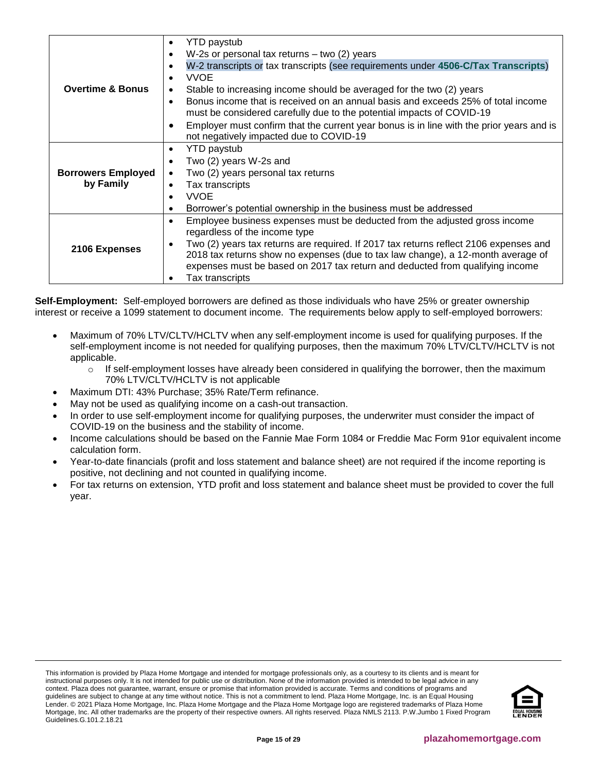| | |
|---|---|
| **Overtime & Bonus** | • YTD paystub<br>• W-2s or personal tax returns – two (2) years<br>• W-2 transcripts or tax transcripts (see requirements under **4506-C/Tax Transcripts**)<br>• VVOE<br>• Stable to increasing income should be averaged for the two (2) years<br>• Bonus income that is received on an annual basis and exceeds 25% of total income must be considered carefully due to the potential impacts of COVID-19<br>• Employer must confirm that the current year bonus is in line with the prior years and is not negatively impacted due to COVID-19 |
| **Borrowers Employed by Family** | • YTD paystub<br>• Two (2) years W-2s and<br>• Two (2) years personal tax returns<br>• Tax transcripts<br>• VVOE<br>• Borrower's potential ownership in the business must be addressed |
| **2106 Expenses** | • Employee business expenses must be deducted from the adjusted gross income regardless of the income type<br>• Two (2) years tax returns are required. If 2017 tax returns reflect 2106 expenses and 2018 tax returns show no expenses (due to tax law change), a 12-month average of expenses must be based on 2017 tax return and deducted from qualifying income<br>• Tax transcripts |

**Self-Employment:** Self-employed borrowers are defined as those individuals who have 25% or greater ownership interest or receive a 1099 statement to document income. The requirements below apply to self-employed borrowers:

- Maximum of 70% LTV/CLTV/HCLTV when any self-employment income is used for qualifying purposes. If the self-employment income is not needed for qualifying purposes, then the maximum 70% LTV/CLTV/HCLTV is not applicable.
    - If self-employment losses have already been considered in qualifying the borrower, then the maximum 70% LTV/CLTV/HCLTV is not applicable
- Maximum DTI: 43% Purchase; 35% Rate/Term refinance.
- May not be used as qualifying income on a cash-out transaction.
- In order to use self-employment income for qualifying purposes, the underwriter must consider the impact of COVID-19 on the business and the stability of income.
- Income calculations should be based on the Fannie Mae Form 1084 or Freddie Mac Form 91or equivalent income calculation form.
- Year-to-date financials (profit and loss statement and balance sheet) are not required if the income reporting is positive, not declining and not counted in qualifying income.
- For tax returns on extension, YTD profit and loss statement and balance sheet must be provided to cover the full year.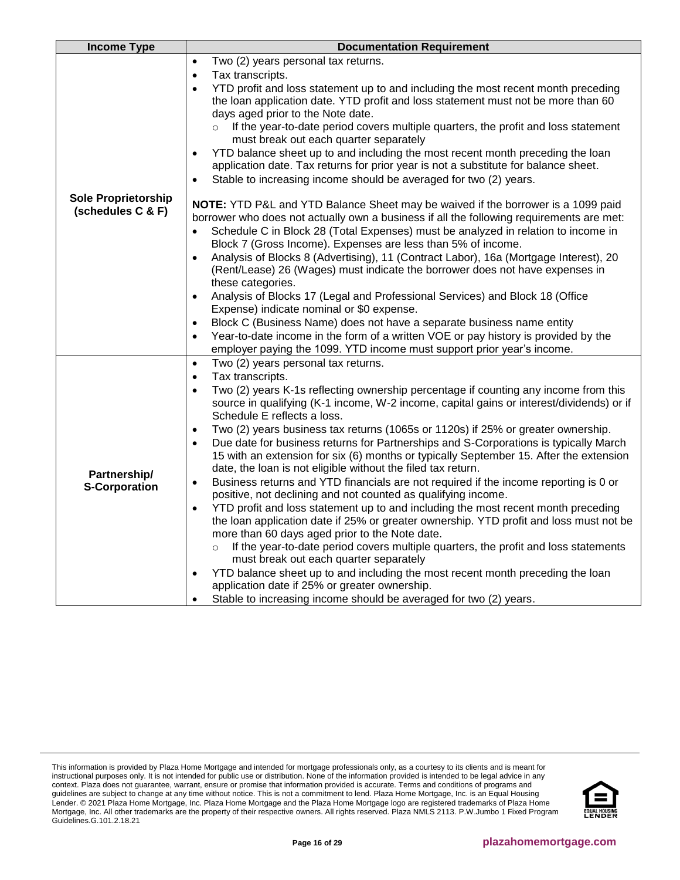| Income Type | Documentation Requirement |
|---|---|
| **Sole Proprietorship (schedules C & F)** | • Two (2) years personal tax returns.<br>• Tax transcripts.<br>• YTD profit and loss statement up to and including the most recent month preceding the loan application date. YTD profit and loss statement must not be more than 60 days aged prior to the Note date.<br>&nbsp;&nbsp;&nbsp;&nbsp;○ If the year-to-date period covers multiple quarters, the profit and loss statement must break out each quarter separately<br>• YTD balance sheet up to and including the most recent month preceding the loan application date. Tax returns for prior year is not a substitute for balance sheet.<br>• Stable to increasing income should be averaged for two (2) years.<br><br>**NOTE:** YTD P&L and YTD Balance Sheet may be waived if the borrower is a 1099 paid borrower who does not actually own a business if all the following requirements are met:<br>• Schedule C in Block 28 (Total Expenses) must be analyzed in relation to income in Block 7 (Gross Income). Expenses are less than 5% of income.<br>• Analysis of Blocks 8 (Advertising), 11 (Contract Labor), 16a (Mortgage Interest), 20 (Rent/Lease) 26 (Wages) must indicate the borrower does not have expenses in these categories.<br>• Analysis of Blocks 17 (Legal and Professional Services) and Block 18 (Office Expense) indicate nominal or $0 expense.<br>• Block C (Business Name) does not have a separate business name entity<br>• Year-to-date income in the form of a written VOE or pay history is provided by the employer paying the 1099. YTD income must support prior year's income. |
| **Partnership/ S-Corporation** | • Two (2) years personal tax returns.<br>• Tax transcripts.<br>• Two (2) years K-1s reflecting ownership percentage if counting any income from this source in qualifying (K-1 income, W-2 income, capital gains or interest/dividends) or if Schedule E reflects a loss.<br>• Two (2) years business tax returns (1065s or 1120s) if 25% or greater ownership.<br>• Due date for business returns for Partnerships and S-Corporations is typically March 15 with an extension for six (6) months or typically September 15. After the extension date, the loan is not eligible without the filed tax return.<br>• Business returns and YTD financials are not required if the income reporting is 0 or positive, not declining and not counted as qualifying income.<br>• YTD profit and loss statement up to and including the most recent month preceding the loan application date if 25% or greater ownership. YTD profit and loss must not be more than 60 days aged prior to the Note date.<br>&nbsp;&nbsp;&nbsp;&nbsp;○ If the year-to-date period covers multiple quarters, the profit and loss statements must break out each quarter separately<br>• YTD balance sheet up to and including the most recent month preceding the loan application date if 25% or greater ownership.<br>• Stable to increasing income should be averaged for two (2) years. |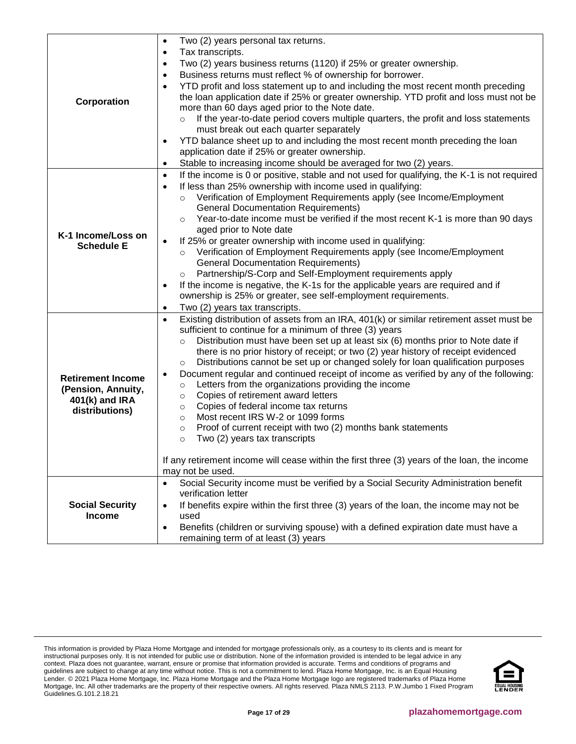| | |
|---|---|
| **Corporation** | • Two (2) years personal tax returns.<br>• Tax transcripts.<br>• Two (2) years business returns (1120) if 25% or greater ownership.<br>• Business returns must reflect % of ownership for borrower.<br>• YTD profit and loss statement up to and including the most recent month preceding the loan application date if 25% or greater ownership. YTD profit and loss must not be more than 60 days aged prior to the Note date.<br>&nbsp;&nbsp;&nbsp;&nbsp;○ If the year-to-date period covers multiple quarters, the profit and loss statements must break out each quarter separately<br>• YTD balance sheet up to and including the most recent month preceding the loan application date if 25% or greater ownership.<br>• Stable to increasing income should be averaged for two (2) years. |
| **K-1 Income/Loss on Schedule E** | • If the income is 0 or positive, stable and not used for qualifying, the K-1 is not required<br>• If less than 25% ownership with income used in qualifying:<br>&nbsp;&nbsp;&nbsp;&nbsp;○ Verification of Employment Requirements apply (see Income/Employment General Documentation Requirements)<br>&nbsp;&nbsp;&nbsp;&nbsp;○ Year-to-date income must be verified if the most recent K-1 is more than 90 days aged prior to Note date<br>• If 25% or greater ownership with income used in qualifying:<br>&nbsp;&nbsp;&nbsp;&nbsp;○ Verification of Employment Requirements apply (see Income/Employment General Documentation Requirements)<br>&nbsp;&nbsp;&nbsp;&nbsp;○ Partnership/S-Corp and Self-Employment requirements apply<br>• If the income is negative, the K-1s for the applicable years are required and if ownership is 25% or greater, see self-employment requirements.<br>• Two (2) years tax transcripts. |
| **Retirement Income (Pension, Annuity, 401(k) and IRA distributions)** | • Existing distribution of assets from an IRA, 401(k) or similar retirement asset must be sufficient to continue for a minimum of three (3) years<br>&nbsp;&nbsp;&nbsp;&nbsp;○ Distribution must have been set up at least six (6) months prior to Note date if there is no prior history of receipt; or two (2) year history of receipt evidenced<br>&nbsp;&nbsp;&nbsp;&nbsp;○ Distributions cannot be set up or changed solely for loan qualification purposes<br>• Document regular and continued receipt of income as verified by any of the following:<br>&nbsp;&nbsp;&nbsp;&nbsp;○ Letters from the organizations providing the income<br>&nbsp;&nbsp;&nbsp;&nbsp;○ Copies of retirement award letters<br>&nbsp;&nbsp;&nbsp;&nbsp;○ Copies of federal income tax returns<br>&nbsp;&nbsp;&nbsp;&nbsp;○ Most recent IRS W-2 or 1099 forms<br>&nbsp;&nbsp;&nbsp;&nbsp;○ Proof of current receipt with two (2) months bank statements<br>&nbsp;&nbsp;&nbsp;&nbsp;○ Two (2) years tax transcripts<br><br>If any retirement income will cease within the first three (3) years of the loan, the income may not be used. |
| **Social Security Income** | • Social Security income must be verified by a Social Security Administration benefit verification letter<br>• If benefits expire within the first three (3) years of the loan, the income may not be used<br>• Benefits (children or surviving spouse) with a defined expiration date must have a remaining term of at least (3) years |

This information is provided by Plaza Home Mortgage and intended for mortgage professionals only, as a courtesy to its clients and is meant for instructional purposes only. It is not intended for public use or distribution. None of the information provided is intended to be legal advice in any context. Plaza does not guarantee, warrant, ensure or promise that information provided is accurate. Terms and conditions of programs and guidelines are subject to change at any time without notice. This is not a commitment to lend. Plaza Home Mortgage, Inc. is an Equal Housing Lender. © 2021 Plaza Home Mortgage, Inc. Plaza Home Mortgage and the Plaza Home Mortgage logo are registered trademarks of Plaza Home Mortgage, Inc. All other trademarks are the property of their respective owners. All rights reserved. Plaza NMLS 2113. P.W.Jumbo 1 Fixed Program Guidelines.G.101.2.18.21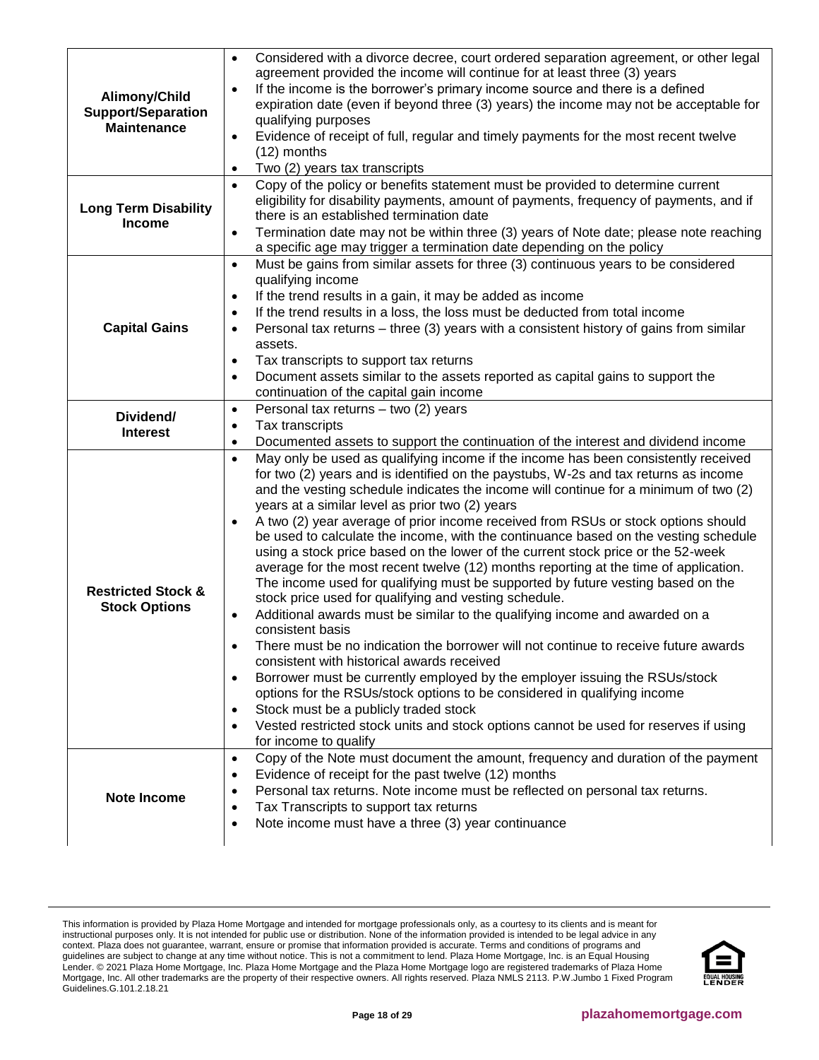| | |
|---|---|
| **Alimony/Child Support/Separation Maintenance** | • Considered with a divorce decree, court ordered separation agreement, or other legal agreement provided the income will continue for at least three (3) years<br>• If the income is the borrower's primary income source and there is a defined expiration date (even if beyond three (3) years) the income may not be acceptable for qualifying purposes<br>• Evidence of receipt of full, regular and timely payments for the most recent twelve (12) months<br>• Two (2) years tax transcripts |
| **Long Term Disability Income** | • Copy of the policy or benefits statement must be provided to determine current eligibility for disability payments, amount of payments, frequency of payments, and if there is an established termination date<br>• Termination date may not be within three (3) years of Note date; please note reaching a specific age may trigger a termination date depending on the policy |
| **Capital Gains** | • Must be gains from similar assets for three (3) continuous years to be considered qualifying income<br>• If the trend results in a gain, it may be added as income<br>• If the trend results in a loss, the loss must be deducted from total income<br>• Personal tax returns – three (3) years with a consistent history of gains from similar assets.<br>• Tax transcripts to support tax returns<br>• Document assets similar to the assets reported as capital gains to support the continuation of the capital gain income |
| **Dividend/ Interest** | • Personal tax returns – two (2) years<br>• Tax transcripts<br>• Documented assets to support the continuation of the interest and dividend income |
| **Restricted Stock & Stock Options** | • May only be used as qualifying income if the income has been consistently received for two (2) years and is identified on the paystubs, W-2s and tax returns as income and the vesting schedule indicates the income will continue for a minimum of two (2) years at a similar level as prior two (2) years<br>• A two (2) year average of prior income received from RSUs or stock options should be used to calculate the income, with the continuance based on the vesting schedule using a stock price based on the lower of the current stock price or the 52-week average for the most recent twelve (12) months reporting at the time of application. The income used for qualifying must be supported by future vesting based on the stock price used for qualifying and vesting schedule.<br>• Additional awards must be similar to the qualifying income and awarded on a consistent basis<br>• There must be no indication the borrower will not continue to receive future awards consistent with historical awards received<br>• Borrower must be currently employed by the employer issuing the RSUs/stock options for the RSUs/stock options to be considered in qualifying income<br>• Stock must be a publicly traded stock<br>• Vested restricted stock units and stock options cannot be used for reserves if using for income to qualify |
| **Note Income** | • Copy of the Note must document the amount, frequency and duration of the payment<br>• Evidence of receipt for the past twelve (12) months<br>• Personal tax returns. Note income must be reflected on personal tax returns.<br>• Tax Transcripts to support tax returns<br>• Note income must have a three (3) year continuance |

This information is provided by Plaza Home Mortgage and intended for mortgage professionals only, as a courtesy to its clients and is meant for instructional purposes only. It is not intended for public use or distribution. None of the information provided is intended to be legal advice in any context. Plaza does not guarantee, warrant, ensure or promise that information provided is accurate. Terms and conditions of programs and guidelines are subject to change at any time without notice. This is not a commitment to lend. Plaza Home Mortgage, Inc. is an Equal Housing Lender. © 2021 Plaza Home Mortgage, Inc. Plaza Home Mortgage and the Plaza Home Mortgage logo are registered trademarks of Plaza Home Mortgage, Inc. All other trademarks are the property of their respective owners. All rights reserved. Plaza NMLS 2113. P.W.Jumbo 1 Fixed Program Guidelines.G.101.2.18.21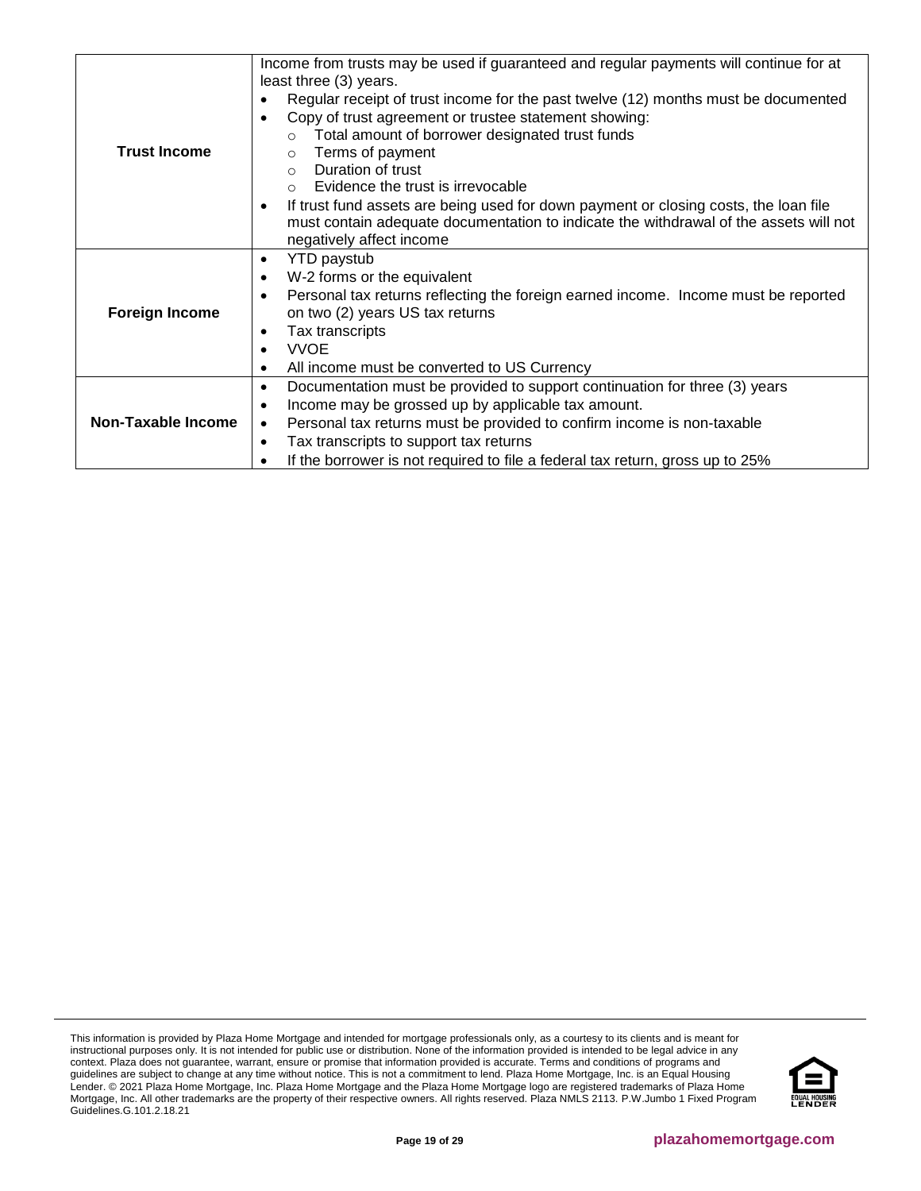| | |
|---|---|
| **Trust Income** | Income from trusts may be used if guaranteed and regular payments will continue for at least three (3) years.<br>• Regular receipt of trust income for the past twelve (12) months must be documented<br>• Copy of trust agreement or trustee statement showing:<br>  ○ Total amount of borrower designated trust funds<br>  ○ Terms of payment<br>  ○ Duration of trust<br>  ○ Evidence the trust is irrevocable<br>• If trust fund assets are being used for down payment or closing costs, the loan file must contain adequate documentation to indicate the withdrawal of the assets will not negatively affect income |
| **Foreign Income** | • YTD paystub<br>• W-2 forms or the equivalent<br>• Personal tax returns reflecting the foreign earned income. Income must be reported on two (2) years US tax returns<br>• Tax transcripts<br>• VVOE<br>• All income must be converted to US Currency |
| **Non-Taxable Income** | • Documentation must be provided to support continuation for three (3) years<br>• Income may be grossed up by applicable tax amount.<br>• Personal tax returns must be provided to confirm income is non-taxable<br>• Tax transcripts to support tax returns<br>• If the borrower is not required to file a federal tax return, gross up to 25% |

This information is provided by Plaza Home Mortgage and intended for mortgage professionals only, as a courtesy to its clients and is meant for instructional purposes only. It is not intended for public use or distribution. None of the information provided is intended to be legal advice in any context. Plaza does not guarantee, warrant, ensure or promise that information provided is accurate. Terms and conditions of programs and guidelines are subject to change at any time without notice. This is not a commitment to lend. Plaza Home Mortgage, Inc. is an Equal Housing Lender. © 2021 Plaza Home Mortgage, Inc. Plaza Home Mortgage and the Plaza Home Mortgage logo are registered trademarks of Plaza Home Mortgage, Inc. All other trademarks are the property of their respective owners. All rights reserved. Plaza NMLS 2113. P.W.Jumbo 1 Fixed Program Guidelines.G.101.2.18.21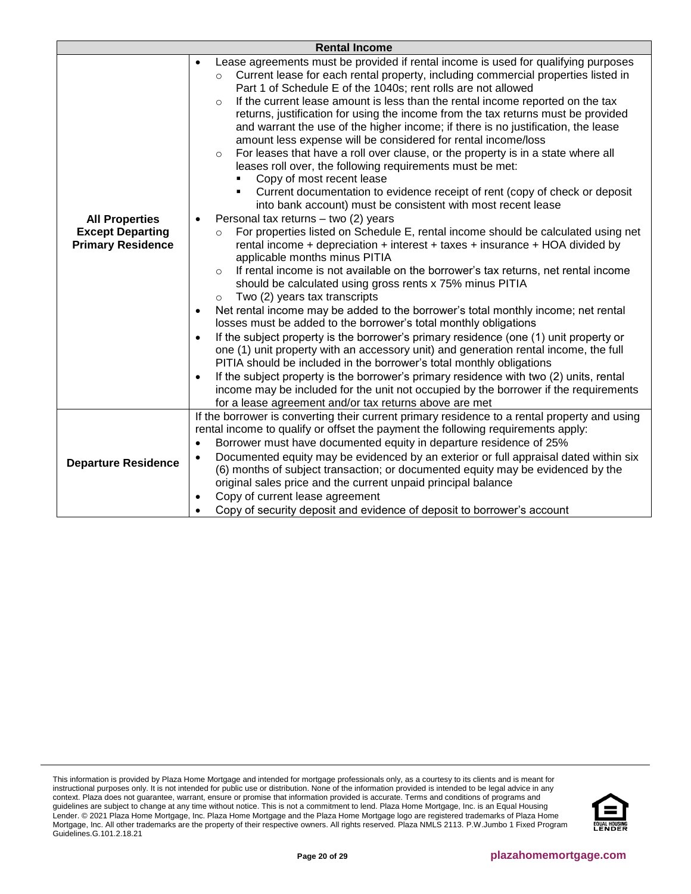<table>
<tr><th colspan="2">Rental Income</th></tr>
<tr>
<td><b>All Properties Except Departing Primary Residence</b></td>
<td>
<ul>
<li>Lease agreements must be provided if rental income is used for qualifying purposes
<ul>
<li>Current lease for each rental property, including commercial properties listed in Part 1 of Schedule E of the 1040s; rent rolls are not allowed</li>
<li>If the current lease amount is less than the rental income reported on the tax returns, justification for using the income from the tax returns must be provided and warrant the use of the higher income; if there is no justification, the lease amount less expense will be considered for rental income/loss</li>
<li>For leases that have a roll over clause, or the property is in a state where all leases roll over, the following requirements must be met:
<ul>
<li>Copy of most recent lease</li>
<li>Current documentation to evidence receipt of rent (copy of check or deposit into bank account) must be consistent with most recent lease</li>
</ul>
</li>
</ul>
</li>
<li>Personal tax returns – two (2) years
<ul>
<li>For properties listed on Schedule E, rental income should be calculated using net rental income + depreciation + interest + taxes + insurance + HOA divided by applicable months minus PITIA</li>
<li>If rental income is not available on the borrower's tax returns, net rental income should be calculated using gross rents x 75% minus PITIA</li>
<li>Two (2) years tax transcripts</li>
</ul>
</li>
<li>Net rental income may be added to the borrower's total monthly income; net rental losses must be added to the borrower's total monthly obligations</li>
<li>If the subject property is the borrower's primary residence (one (1) unit property or one (1) unit property with an accessory unit) and generation rental income, the full PITIA should be included in the borrower's total monthly obligations</li>
<li>If the subject property is the borrower's primary residence with two (2) units, rental income may be included for the unit not occupied by the borrower if the requirements for a lease agreement and/or tax returns above are met</li>
</ul>
</td>
</tr>
<tr>
<td><b>Departure Residence</b></td>
<td>
If the borrower is converting their current primary residence to a rental property and using rental income to qualify or offset the payment the following requirements apply:
<ul>
<li>Borrower must have documented equity in departure residence of 25%</li>
<li>Documented equity may be evidenced by an exterior or full appraisal dated within six (6) months of subject transaction; or documented equity may be evidenced by the original sales price and the current unpaid principal balance</li>
<li>Copy of current lease agreement</li>
<li>Copy of security deposit and evidence of deposit to borrower's account</li>
</ul>
</td>
</tr>
</table>

This information is provided by Plaza Home Mortgage and intended for mortgage professionals only, as a courtesy to its clients and is meant for instructional purposes only. It is not intended for public use or distribution. None of the information provided is intended to be legal advice in any context. Plaza does not guarantee, warrant, ensure or promise that information provided is accurate. Terms and conditions of programs and guidelines are subject to change at any time without notice. This is not a commitment to lend. Plaza Home Mortgage, Inc. is an Equal Housing Lender. © 2021 Plaza Home Mortgage, Inc. Plaza Home Mortgage and the Plaza Home Mortgage logo are registered trademarks of Plaza Home Mortgage, Inc. All other trademarks are the property of their respective owners. All rights reserved. Plaza NMLS 2113. P.W.Jumbo 1 Fixed Program Guidelines.G.101.2.18.21

plazahomemortgage.com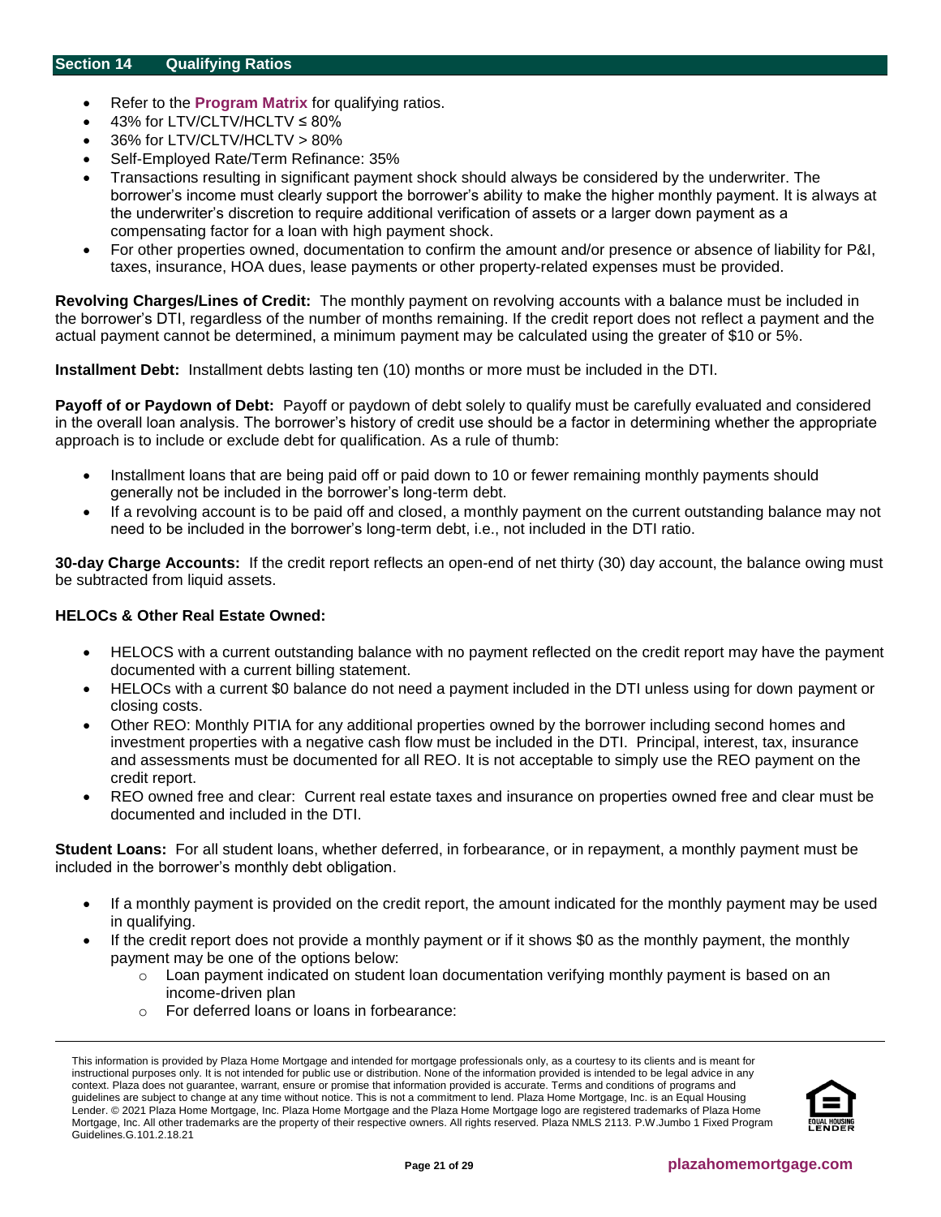## Section 14 Qualifying Ratios

- Refer to the **Program Matrix** for qualifying ratios.
- 43% for LTV/CLTV/HCLTV ≤ 80%
- 36% for LTV/CLTV/HCLTV > 80%
- Self-Employed Rate/Term Refinance: 35%
- Transactions resulting in significant payment shock should always be considered by the underwriter. The borrower's income must clearly support the borrower's ability to make the higher monthly payment. It is always at the underwriter's discretion to require additional verification of assets or a larger down payment as a compensating factor for a loan with high payment shock.
- For other properties owned, documentation to confirm the amount and/or presence or absence of liability for P&I, taxes, insurance, HOA dues, lease payments or other property-related expenses must be provided.

**Revolving Charges/Lines of Credit:** The monthly payment on revolving accounts with a balance must be included in the borrower's DTI, regardless of the number of months remaining. If the credit report does not reflect a payment and the actual payment cannot be determined, a minimum payment may be calculated using the greater of $10 or 5%.

**Installment Debt:** Installment debts lasting ten (10) months or more must be included in the DTI.

**Payoff of or Paydown of Debt:** Payoff or paydown of debt solely to qualify must be carefully evaluated and considered in the overall loan analysis. The borrower's history of credit use should be a factor in determining whether the appropriate approach is to include or exclude debt for qualification. As a rule of thumb:

- Installment loans that are being paid off or paid down to 10 or fewer remaining monthly payments should generally not be included in the borrower's long-term debt.
- If a revolving account is to be paid off and closed, a monthly payment on the current outstanding balance may not need to be included in the borrower's long-term debt, i.e., not included in the DTI ratio.

**30-day Charge Accounts:** If the credit report reflects an open-end of net thirty (30) day account, the balance owing must be subtracted from liquid assets.

**HELOCs & Other Real Estate Owned:**

- HELOCS with a current outstanding balance with no payment reflected on the credit report may have the payment documented with a current billing statement.
- HELOCs with a current $0 balance do not need a payment included in the DTI unless using for down payment or closing costs.
- Other REO: Monthly PITIA for any additional properties owned by the borrower including second homes and investment properties with a negative cash flow must be included in the DTI. Principal, interest, tax, insurance and assessments must be documented for all REO. It is not acceptable to simply use the REO payment on the credit report.
- REO owned free and clear: Current real estate taxes and insurance on properties owned free and clear must be documented and included in the DTI.

**Student Loans:** For all student loans, whether deferred, in forbearance, or in repayment, a monthly payment must be included in the borrower's monthly debt obligation.

- If a monthly payment is provided on the credit report, the amount indicated for the monthly payment may be used in qualifying.
- If the credit report does not provide a monthly payment or if it shows $0 as the monthly payment, the monthly payment may be one of the options below:
  - Loan payment indicated on student loan documentation verifying monthly payment is based on an income-driven plan
  - For deferred loans or loans in forbearance:

This information is provided by Plaza Home Mortgage and intended for mortgage professionals only, as a courtesy to its clients and is meant for instructional purposes only. It is not intended for public use or distribution. None of the information provided is intended to be legal advice in any context. Plaza does not guarantee, warrant, ensure or promise that information provided is accurate. Terms and conditions of programs and guidelines are subject to change at any time without notice. This is not a commitment to lend. Plaza Home Mortgage, Inc. is an Equal Housing Lender. © 2021 Plaza Home Mortgage, Inc. Plaza Home Mortgage and the Plaza Home Mortgage logo are registered trademarks of Plaza Home Mortgage, Inc. All other trademarks are the property of their respective owners. All rights reserved. Plaza NMLS 2113. P.W.Jumbo 1 Fixed Program Guidelines.G.101.2.18.21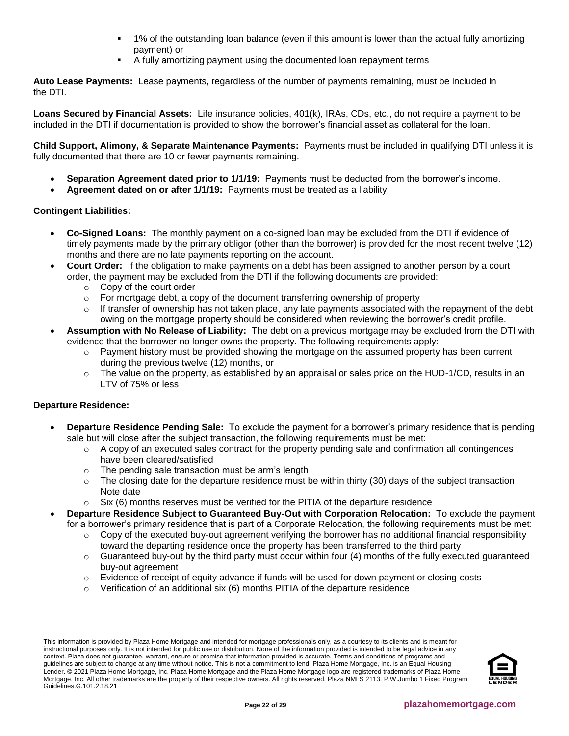- 1% of the outstanding loan balance (even if this amount is lower than the actual fully amortizing payment) or
- A fully amortizing payment using the documented loan repayment terms

**Auto Lease Payments:** Lease payments, regardless of the number of payments remaining, must be included in the DTI.

**Loans Secured by Financial Assets:** Life insurance policies, 401(k), IRAs, CDs, etc., do not require a payment to be included in the DTI if documentation is provided to show the borrower's financial asset as collateral for the loan.

**Child Support, Alimony, & Separate Maintenance Payments:** Payments must be included in qualifying DTI unless it is fully documented that there are 10 or fewer payments remaining.

- **Separation Agreement dated prior to 1/1/19:** Payments must be deducted from the borrower's income.
- **Agreement dated on or after 1/1/19:** Payments must be treated as a liability.

**Contingent Liabilities:**

- **Co-Signed Loans:** The monthly payment on a co-signed loan may be excluded from the DTI if evidence of timely payments made by the primary obligor (other than the borrower) is provided for the most recent twelve (12) months and there are no late payments reporting on the account.
- **Court Order:** If the obligation to make payments on a debt has been assigned to another person by a court order, the payment may be excluded from the DTI if the following documents are provided:
  - Copy of the court order
  - For mortgage debt, a copy of the document transferring ownership of property
  - If transfer of ownership has not taken place, any late payments associated with the repayment of the debt owing on the mortgage property should be considered when reviewing the borrower's credit profile.
- **Assumption with No Release of Liability:** The debt on a previous mortgage may be excluded from the DTI with evidence that the borrower no longer owns the property. The following requirements apply:
  - Payment history must be provided showing the mortgage on the assumed property has been current during the previous twelve (12) months, or
  - The value on the property, as established by an appraisal or sales price on the HUD-1/CD, results in an LTV of 75% or less

**Departure Residence:**

- **Departure Residence Pending Sale:** To exclude the payment for a borrower's primary residence that is pending sale but will close after the subject transaction, the following requirements must be met:
  - A copy of an executed sales contract for the property pending sale and confirmation all contingences have been cleared/satisfied
  - The pending sale transaction must be arm's length
  - The closing date for the departure residence must be within thirty (30) days of the subject transaction Note date
  - Six (6) months reserves must be verified for the PITIA of the departure residence
- **Departure Residence Subject to Guaranteed Buy-Out with Corporation Relocation:** To exclude the payment for a borrower's primary residence that is part of a Corporate Relocation, the following requirements must be met:
  - Copy of the executed buy-out agreement verifying the borrower has no additional financial responsibility toward the departing residence once the property has been transferred to the third party
  - Guaranteed buy-out by the third party must occur within four (4) months of the fully executed guaranteed buy-out agreement
  - Evidence of receipt of equity advance if funds will be used for down payment or closing costs
  - Verification of an additional six (6) months PITIA of the departure residence

This information is provided by Plaza Home Mortgage and intended for mortgage professionals only, as a courtesy to its clients and is meant for instructional purposes only. It is not intended for public use or distribution. None of the information provided is intended to be legal advice in any context. Plaza does not guarantee, warrant, ensure or promise that information provided is accurate. Terms and conditions of programs and guidelines are subject to change at any time without notice. This is not a commitment to lend. Plaza Home Mortgage, Inc. is an Equal Housing Lender. © 2021 Plaza Home Mortgage, Inc. Plaza Home Mortgage and the Plaza Home Mortgage logo are registered trademarks of Plaza Home Mortgage, Inc. All other trademarks are the property of their respective owners. All rights reserved. Plaza NMLS 2113. P.W.Jumbo 1 Fixed Program Guidelines.G.101.2.18.21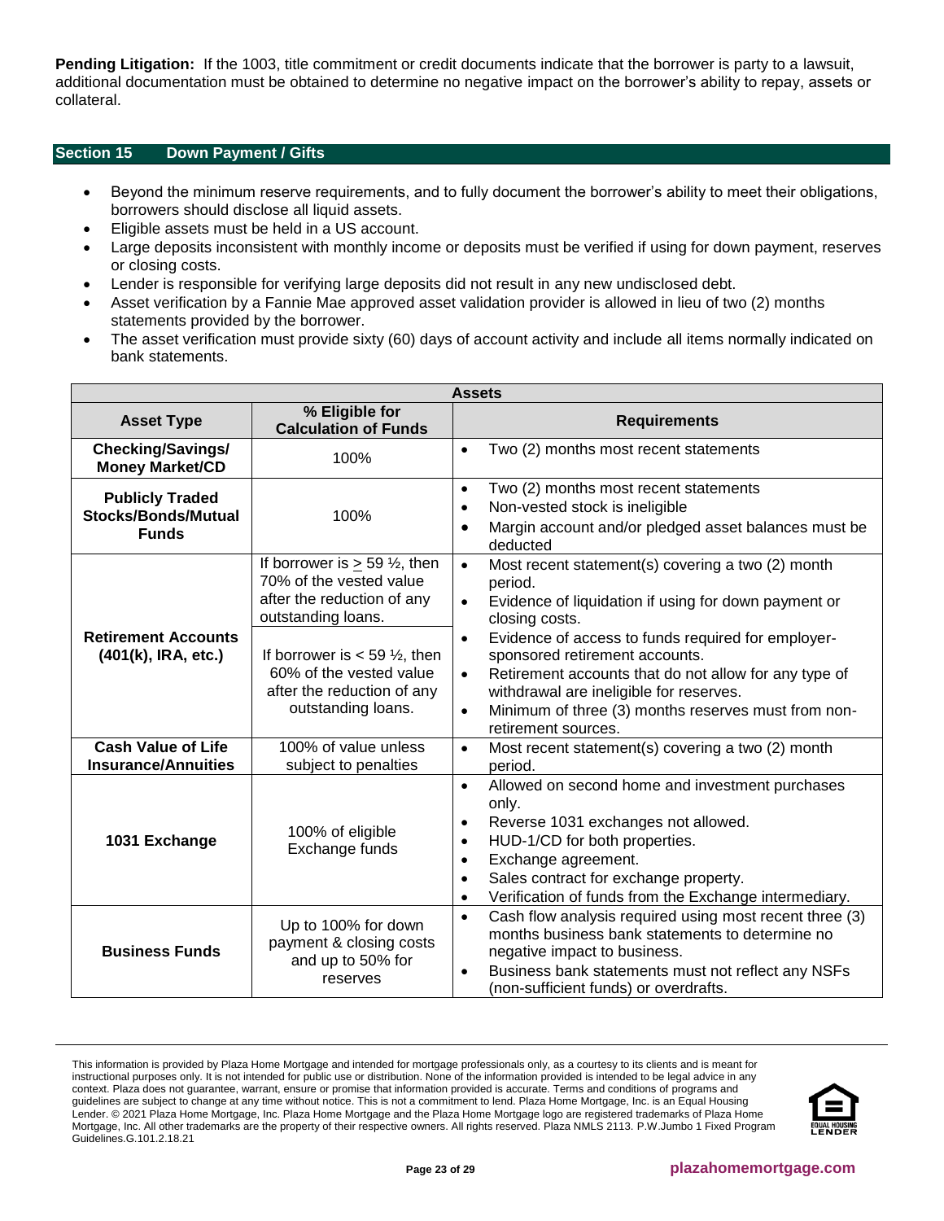**Pending Litigation:** If the 1003, title commitment or credit documents indicate that the borrower is party to a lawsuit, additional documentation must be obtained to determine no negative impact on the borrower's ability to repay, assets or collateral.

## Section 15 Down Payment / Gifts

- Beyond the minimum reserve requirements, and to fully document the borrower's ability to meet their obligations, borrowers should disclose all liquid assets.
- Eligible assets must be held in a US account.
- Large deposits inconsistent with monthly income or deposits must be verified if using for down payment, reserves or closing costs.
- Lender is responsible for verifying large deposits did not result in any new undisclosed debt.
- Asset verification by a Fannie Mae approved asset validation provider is allowed in lieu of two (2) months statements provided by the borrower.
- The asset verification must provide sixty (60) days of account activity and include all items normally indicated on bank statements.

| Assets | | |
|---|---|---|
| **Asset Type** | **% Eligible for Calculation of Funds** | **Requirements** |
| **Checking/Savings/ Money Market/CD** | 100% | • Two (2) months most recent statements |
| **Publicly Traded Stocks/Bonds/Mutual Funds** | 100% | • Two (2) months most recent statements<br>• Non-vested stock is ineligible<br>• Margin account and/or pledged asset balances must be deducted |
| **Retirement Accounts (401(k), IRA, etc.)** | If borrower is ≥ 59 ½, then 70% of the vested value after the reduction of any outstanding loans.<br><br>If borrower is < 59 ½, then 60% of the vested value after the reduction of any outstanding loans. | • Most recent statement(s) covering a two (2) month period.<br>• Evidence of liquidation if using for down payment or closing costs.<br>• Evidence of access to funds required for employer-sponsored retirement accounts.<br>• Retirement accounts that do not allow for any type of withdrawal are ineligible for reserves.<br>• Minimum of three (3) months reserves must from non-retirement sources. |
| **Cash Value of Life Insurance/Annuities** | 100% of value unless subject to penalties | • Most recent statement(s) covering a two (2) month period. |
| **1031 Exchange** | 100% of eligible Exchange funds | • Allowed on second home and investment purchases only.<br>• Reverse 1031 exchanges not allowed.<br>• HUD-1/CD for both properties.<br>• Exchange agreement.<br>• Sales contract for exchange property.<br>• Verification of funds from the Exchange intermediary. |
| **Business Funds** | Up to 100% for down payment & closing costs and up to 50% for reserves | • Cash flow analysis required using most recent three (3) months business bank statements to determine no negative impact to business.<br>• Business bank statements must not reflect any NSFs (non-sufficient funds) or overdrafts. |

This information is provided by Plaza Home Mortgage and intended for mortgage professionals only, as a courtesy to its clients and is meant for instructional purposes only. It is not intended for public use or distribution. None of the information provided is intended to be legal advice in any context. Plaza does not guarantee, warrant, ensure or promise that information provided is accurate. Terms and conditions of programs and guidelines are subject to change at any time without notice. This is not a commitment to lend. Plaza Home Mortgage, Inc. is an Equal Housing Lender. © 2021 Plaza Home Mortgage, Inc. Plaza Home Mortgage and the Plaza Home Mortgage logo are registered trademarks of Plaza Home Mortgage, Inc. All other trademarks are the property of their respective owners. All rights reserved. Plaza NMLS 2113. P.W.Jumbo 1 Fixed Program Guidelines.G.101.2.18.21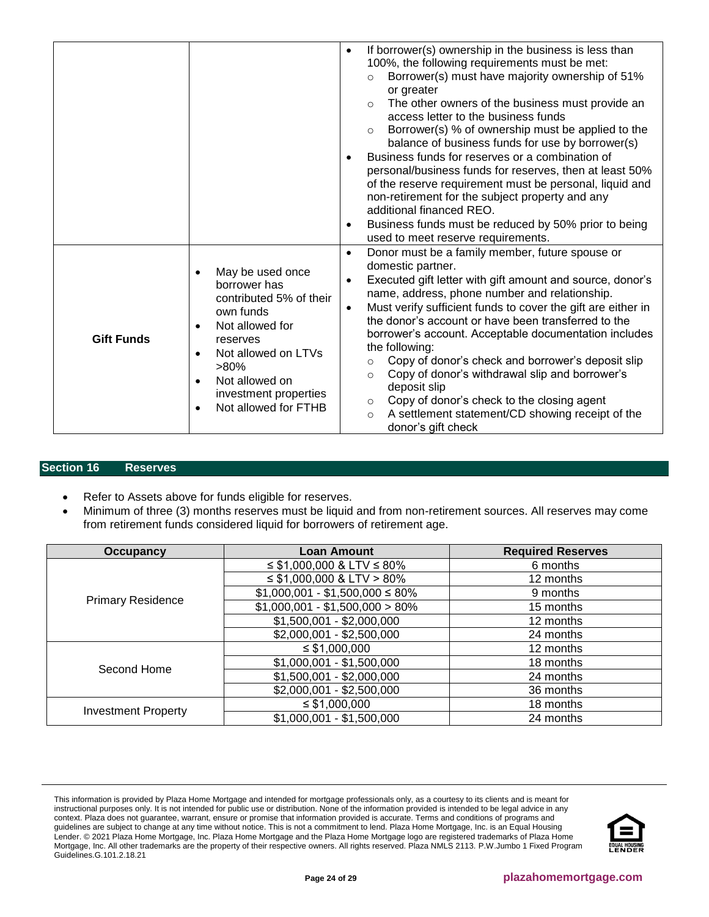| | | |
|---|---|---|
| | | • If borrower(s) ownership in the business is less than 100%, the following requirements must be met:<br>  ○ Borrower(s) must have majority ownership of 51% or greater<br>  ○ The other owners of the business must provide an access letter to the business funds<br>  ○ Borrower(s) % of ownership must be applied to the balance of business funds for use by borrower(s)<br>• Business funds for reserves or a combination of personal/business funds for reserves, then at least 50% of the reserve requirement must be personal, liquid and non-retirement for the subject property and any additional financed REO.<br>• Business funds must be reduced by 50% prior to being used to meet reserve requirements. |
| **Gift Funds** | • May be used once borrower has contributed 5% of their own funds<br>• Not allowed for reserves<br>• Not allowed on LTVs >80%<br>• Not allowed on investment properties<br>• Not allowed for FTHB | • Donor must be a family member, future spouse or domestic partner.<br>• Executed gift letter with gift amount and source, donor's name, address, phone number and relationship.<br>• Must verify sufficient funds to cover the gift are either in the donor's account or have been transferred to the borrower's account. Acceptable documentation includes the following:<br>  ○ Copy of donor's check and borrower's deposit slip<br>  ○ Copy of donor's withdrawal slip and borrower's deposit slip<br>  ○ Copy of donor's check to the closing agent<br>  ○ A settlement statement/CD showing receipt of the donor's gift check |

## Section 16 Reserves

- Refer to Assets above for funds eligible for reserves.
- Minimum of three (3) months reserves must be liquid and from non-retirement sources. All reserves may come from retirement funds considered liquid for borrowers of retirement age.

| Occupancy | Loan Amount | Required Reserves |
|---|---|---|
| Primary Residence | ≤ $1,000,000 & LTV ≤ 80% | 6 months |
| | ≤ $1,000,000 & LTV > 80% | 12 months |
| | $1,000,001 - $1,500,000 ≤ 80% | 9 months |
| | $1,000,001 - $1,500,000 > 80% | 15 months |
| | $1,500,001 - $2,000,000 | 12 months |
| | $2,000,001 - $2,500,000 | 24 months |
| Second Home | ≤ $1,000,000 | 12 months |
| | $1,000,001 - $1,500,000 | 18 months |
| | $1,500,001 - $2,000,000 | 24 months |
| | $2,000,001 - $2,500,000 | 36 months |
| Investment Property | ≤ $1,000,000 | 18 months |
| | $1,000,001 - $1,500,000 | 24 months |

This information is provided by Plaza Home Mortgage and intended for mortgage professionals only, as a courtesy to its clients and is meant for instructional purposes only. It is not intended for public use or distribution. None of the information provided is intended to be legal advice in any context. Plaza does not guarantee, warrant, ensure or promise that information provided is accurate. Terms and conditions of programs and guidelines are subject to change at any time without notice. This is not a commitment to lend. Plaza Home Mortgage, Inc. is an Equal Housing Lender. © 2021 Plaza Home Mortgage, Inc. Plaza Home Mortgage and the Plaza Home Mortgage logo are registered trademarks of Plaza Home Mortgage, Inc. All other trademarks are the property of their respective owners. All rights reserved. Plaza NMLS 2113. P.W.Jumbo 1 Fixed Program Guidelines.G.101.2.18.21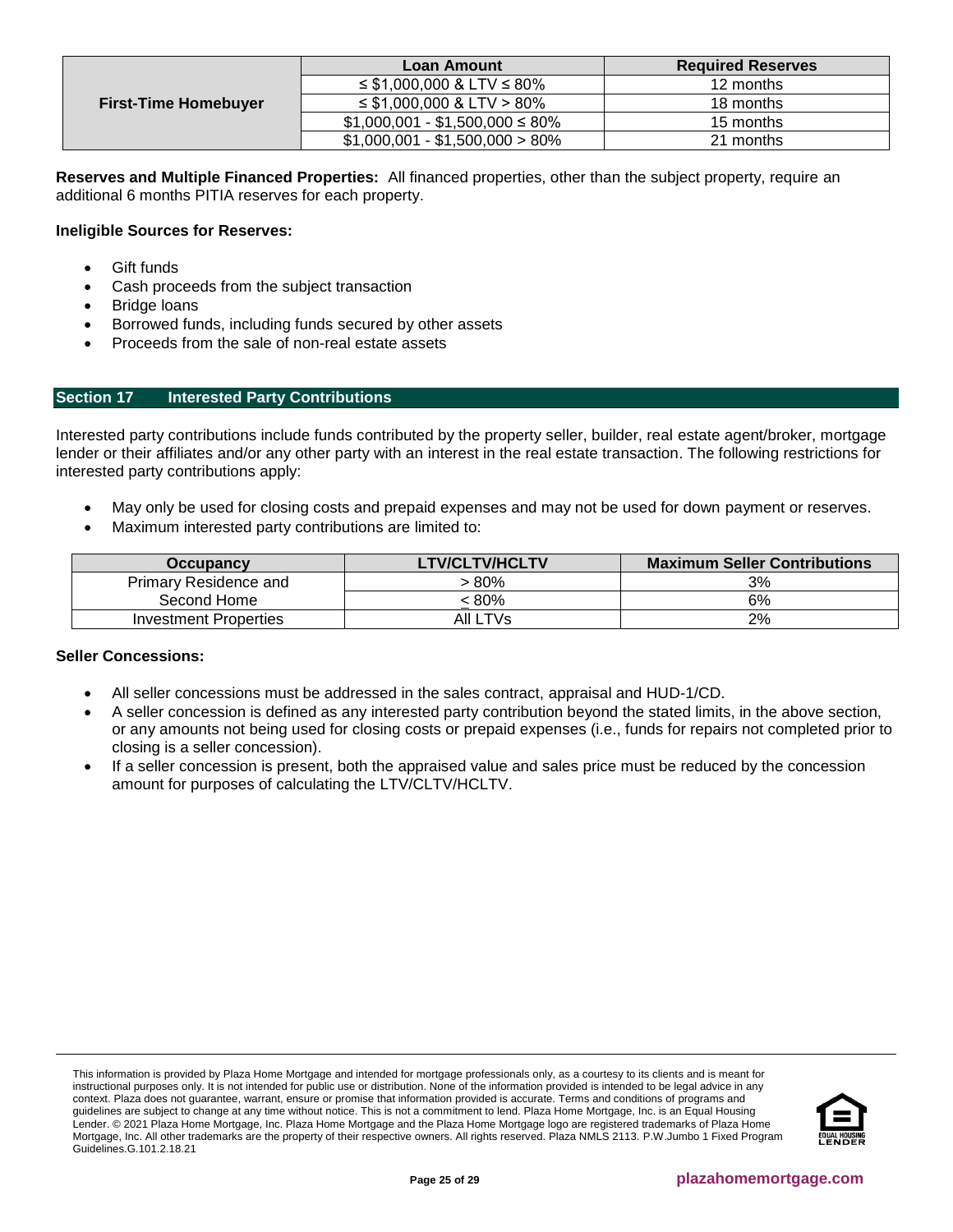| First-Time Homebuyer | Loan Amount | Required Reserves |
|---|---|---|
| | ≤ $1,000,000 & LTV ≤ 80% | 12 months |
| | ≤ $1,000,000 & LTV > 80% | 18 months |
| | $1,000,001 - $1,500,000 ≤ 80% | 15 months |
| | $1,000,001 - $1,500,000 > 80% | 21 months |

**Reserves and Multiple Financed Properties:** All financed properties, other than the subject property, require an additional 6 months PITIA reserves for each property.

**Ineligible Sources for Reserves:**

- Gift funds
- Cash proceeds from the subject transaction
- Bridge loans
- Borrowed funds, including funds secured by other assets
- Proceeds from the sale of non-real estate assets

## Section 17 Interested Party Contributions

Interested party contributions include funds contributed by the property seller, builder, real estate agent/broker, mortgage lender or their affiliates and/or any other party with an interest in the real estate transaction. The following restrictions for interested party contributions apply:

- May only be used for closing costs and prepaid expenses and may not be used for down payment or reserves.
- Maximum interested party contributions are limited to:

| Occupancy | LTV/CLTV/HCLTV | Maximum Seller Contributions |
|---|---|---|
| Primary Residence and Second Home | > 80% | 3% |
| | ≤ 80% | 6% |
| Investment Properties | All LTVs | 2% |

**Seller Concessions:**

- All seller concessions must be addressed in the sales contract, appraisal and HUD-1/CD.
- A seller concession is defined as any interested party contribution beyond the stated limits, in the above section, or any amounts not being used for closing costs or prepaid expenses (i.e., funds for repairs not completed prior to closing is a seller concession).
- If a seller concession is present, both the appraised value and sales price must be reduced by the concession amount for purposes of calculating the LTV/CLTV/HCLTV.

This information is provided by Plaza Home Mortgage and intended for mortgage professionals only, as a courtesy to its clients and is meant for instructional purposes only. It is not intended for public use or distribution. None of the information provided is intended to be legal advice in any context. Plaza does not guarantee, warrant, ensure or promise that information provided is accurate. Terms and conditions of programs and guidelines are subject to change at any time without notice. This is not a commitment to lend. Plaza Home Mortgage, Inc. is an Equal Housing Lender. © 2021 Plaza Home Mortgage, Inc. Plaza Home Mortgage and the Plaza Home Mortgage logo are registered trademarks of Plaza Home Mortgage, Inc. All other trademarks are the property of their respective owners. All rights reserved. Plaza NMLS 2113. P.W.Jumbo 1 Fixed Program Guidelines.G.101.2.18.21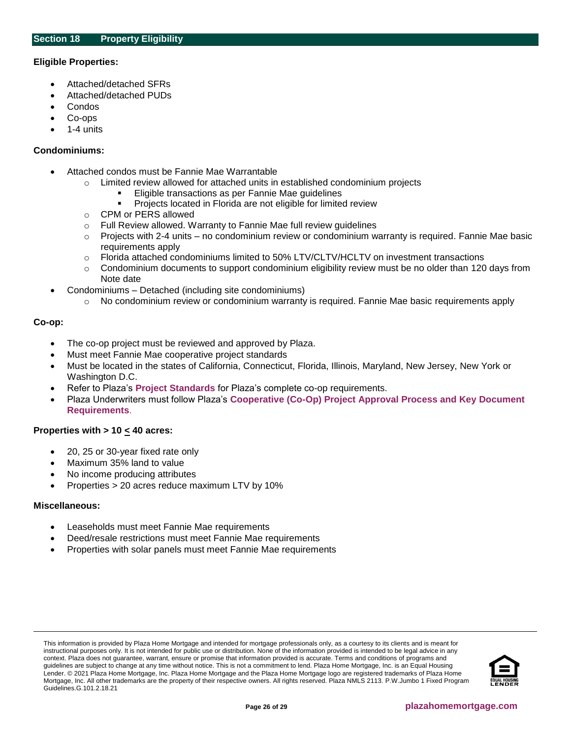## Section 18 Property Eligibility

**Eligible Properties:**

- Attached/detached SFRs
- Attached/detached PUDs
- Condos
- Co-ops
- 1-4 units

**Condominiums:**

- Attached condos must be Fannie Mae Warrantable
  - Limited review allowed for attached units in established condominium projects
    - Eligible transactions as per Fannie Mae guidelines
    - Projects located in Florida are not eligible for limited review
  - CPM or PERS allowed
  - Full Review allowed. Warranty to Fannie Mae full review guidelines
  - Projects with 2-4 units – no condominium review or condominium warranty is required. Fannie Mae basic requirements apply
  - Florida attached condominiums limited to 50% LTV/CLTV/HCLTV on investment transactions
  - Condominium documents to support condominium eligibility review must be no older than 120 days from Note date
- Condominiums – Detached (including site condominiums)
  - No condominium review or condominium warranty is required. Fannie Mae basic requirements apply

**Co-op:**

- The co-op project must be reviewed and approved by Plaza.
- Must meet Fannie Mae cooperative project standards
- Must be located in the states of California, Connecticut, Florida, Illinois, Maryland, New Jersey, New York or Washington D.C.
- Refer to Plaza's **Project Standards** for Plaza's complete co-op requirements.
- Plaza Underwriters must follow Plaza's **Cooperative (Co-Op) Project Approval Process and Key Document Requirements**.

**Properties with > 10 ≤ 40 acres:**

- 20, 25 or 30-year fixed rate only
- Maximum 35% land to value
- No income producing attributes
- Properties > 20 acres reduce maximum LTV by 10%

**Miscellaneous:**

- Leaseholds must meet Fannie Mae requirements
- Deed/resale restrictions must meet Fannie Mae requirements
- Properties with solar panels must meet Fannie Mae requirements

This information is provided by Plaza Home Mortgage and intended for mortgage professionals only, as a courtesy to its clients and is meant for instructional purposes only. It is not intended for public use or distribution. None of the information provided is intended to be legal advice in any context. Plaza does not guarantee, warrant, ensure or promise that information provided is accurate. Terms and conditions of programs and guidelines are subject to change at any time without notice. This is not a commitment to lend. Plaza Home Mortgage, Inc. is an Equal Housing Lender. © 2021 Plaza Home Mortgage, Inc. Plaza Home Mortgage and the Plaza Home Mortgage logo are registered trademarks of Plaza Home Mortgage, Inc. All other trademarks are the property of their respective owners. All rights reserved. Plaza NMLS 2113. P.W.Jumbo 1 Fixed Program Guidelines.G.101.2.18.21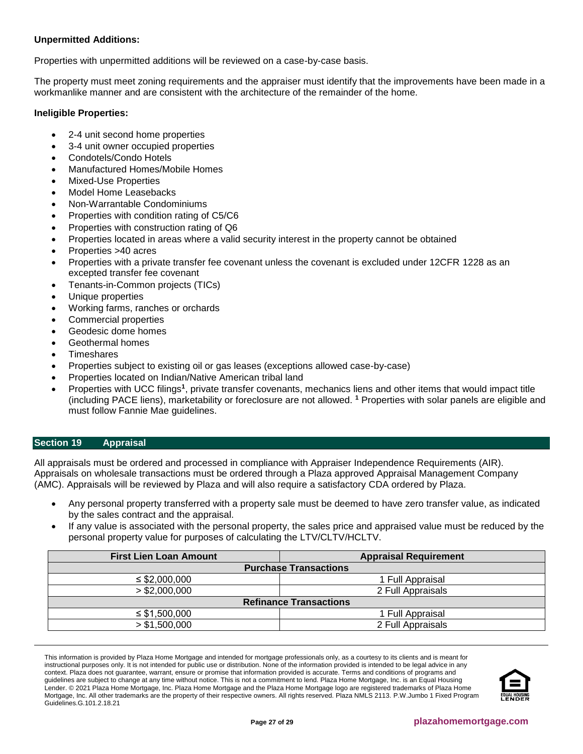**Unpermitted Additions:**

Properties with unpermitted additions will be reviewed on a case-by-case basis.

The property must meet zoning requirements and the appraiser must identify that the improvements have been made in a workmanlike manner and are consistent with the architecture of the remainder of the home.

**Ineligible Properties:**

- 2-4 unit second home properties
- 3-4 unit owner occupied properties
- Condotels/Condo Hotels
- Manufactured Homes/Mobile Homes
- Mixed-Use Properties
- Model Home Leasebacks
- Non-Warrantable Condominiums
- Properties with condition rating of C5/C6
- Properties with construction rating of Q6
- Properties located in areas where a valid security interest in the property cannot be obtained
- Properties >40 acres
- Properties with a private transfer fee covenant unless the covenant is excluded under 12CFR 1228 as an excepted transfer fee covenant
- Tenants-in-Common projects (TICs)
- Unique properties
- Working farms, ranches or orchards
- Commercial properties
- Geodesic dome homes
- Geothermal homes
- Timeshares
- Properties subject to existing oil or gas leases (exceptions allowed case-by-case)
- Properties located on Indian/Native American tribal land
- Properties with UCC filings[1], private transfer covenants, mechanics liens and other items that would impact title (including PACE liens), marketability or foreclosure are not allowed. [1] Properties with solar panels are eligible and must follow Fannie Mae guidelines.

## Section 19 Appraisal

All appraisals must be ordered and processed in compliance with Appraiser Independence Requirements (AIR). Appraisals on wholesale transactions must be ordered through a Plaza approved Appraisal Management Company (AMC). Appraisals will be reviewed by Plaza and will also require a satisfactory CDA ordered by Plaza.

- Any personal property transferred with a property sale must be deemed to have zero transfer value, as indicated by the sales contract and the appraisal.
- If any value is associated with the personal property, the sales price and appraised value must be reduced by the personal property value for purposes of calculating the LTV/CLTV/HCLTV.

| First Lien Loan Amount | Appraisal Requirement |
|---|---|
| **Purchase Transactions** | |
| ≤ $2,000,000 | 1 Full Appraisal |
| > $2,000,000 | 2 Full Appraisals |
| **Refinance Transactions** | |
| ≤ $1,500,000 | 1 Full Appraisal |
| > $1,500,000 | 2 Full Appraisals |

This information is provided by Plaza Home Mortgage and intended for mortgage professionals only, as a courtesy to its clients and is meant for instructional purposes only. It is not intended for public use or distribution. None of the information provided is intended to be legal advice in any context. Plaza does not guarantee, warrant, ensure or promise that information provided is accurate. Terms and conditions of programs and guidelines are subject to change at any time without notice. This is not a commitment to lend. Plaza Home Mortgage, Inc. is an Equal Housing Lender. © 2021 Plaza Home Mortgage, Inc. Plaza Home Mortgage and the Plaza Home Mortgage logo are registered trademarks of Plaza Home Mortgage, Inc. All other trademarks are the property of their respective owners. All rights reserved. Plaza NMLS 2113. P.W.Jumbo 1 Fixed Program Guidelines.G.101.2.18.21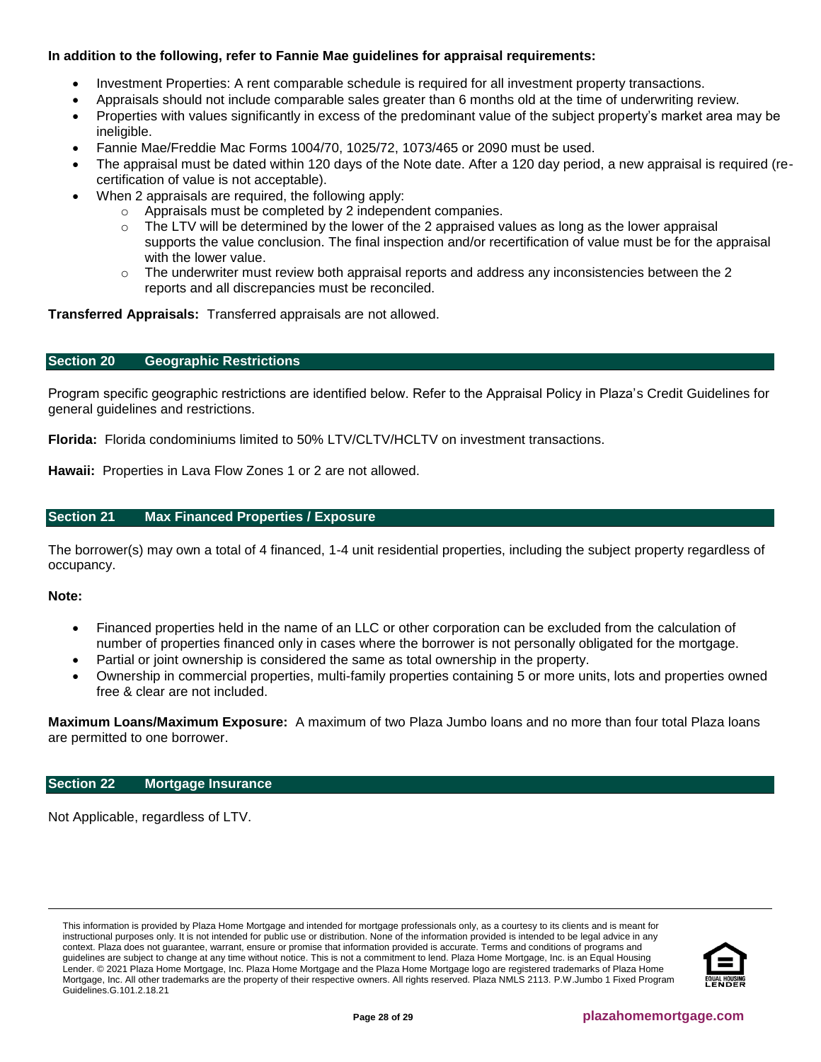**In addition to the following, refer to Fannie Mae guidelines for appraisal requirements:**

- Investment Properties: A rent comparable schedule is required for all investment property transactions.
- Appraisals should not include comparable sales greater than 6 months old at the time of underwriting review.
- Properties with values significantly in excess of the predominant value of the subject property's market area may be ineligible.
- Fannie Mae/Freddie Mac Forms 1004/70, 1025/72, 1073/465 or 2090 must be used.
- The appraisal must be dated within 120 days of the Note date. After a 120 day period, a new appraisal is required (re-certification of value is not acceptable).
- When 2 appraisals are required, the following apply:
  - Appraisals must be completed by 2 independent companies.
  - The LTV will be determined by the lower of the 2 appraised values as long as the lower appraisal supports the value conclusion. The final inspection and/or recertification of value must be for the appraisal with the lower value.
  - The underwriter must review both appraisal reports and address any inconsistencies between the 2 reports and all discrepancies must be reconciled.

**Transferred Appraisals:** Transferred appraisals are not allowed.

## Section 20 Geographic Restrictions

Program specific geographic restrictions are identified below. Refer to the Appraisal Policy in Plaza's Credit Guidelines for general guidelines and restrictions.

**Florida:** Florida condominiums limited to 50% LTV/CLTV/HCLTV on investment transactions.

**Hawaii:** Properties in Lava Flow Zones 1 or 2 are not allowed.

## Section 21 Max Financed Properties / Exposure

The borrower(s) may own a total of 4 financed, 1-4 unit residential properties, including the subject property regardless of occupancy.

**Note:**

- Financed properties held in the name of an LLC or other corporation can be excluded from the calculation of number of properties financed only in cases where the borrower is not personally obligated for the mortgage.
- Partial or joint ownership is considered the same as total ownership in the property.
- Ownership in commercial properties, multi-family properties containing 5 or more units, lots and properties owned free & clear are not included.

**Maximum Loans/Maximum Exposure:** A maximum of two Plaza Jumbo loans and no more than four total Plaza loans are permitted to one borrower.

## Section 22 Mortgage Insurance

Not Applicable, regardless of LTV.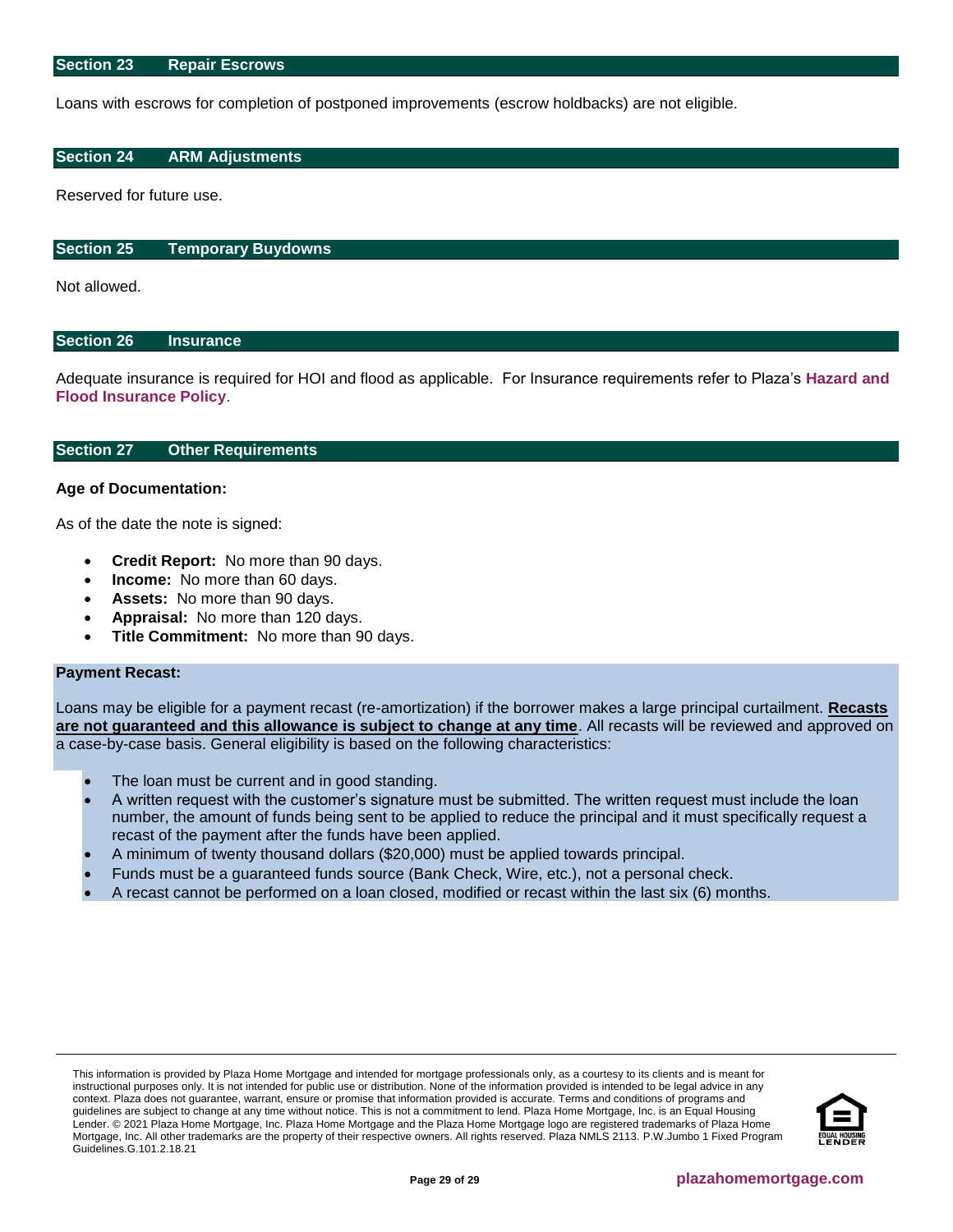## Section 23 Repair Escrows

Loans with escrows for completion of postponed improvements (escrow holdbacks) are not eligible.

## Section 24 ARM Adjustments

Reserved for future use.

## Section 25 Temporary Buydowns

Not allowed.

## Section 26 Insurance

Adequate insurance is required for HOI and flood as applicable. For Insurance requirements refer to Plaza's **Hazard and Flood Insurance Policy**.

## Section 27 Other Requirements

**Age of Documentation:**

As of the date the note is signed:

- **Credit Report:** No more than 90 days.
- **Income:** No more than 60 days.
- **Assets:** No more than 90 days.
- **Appraisal:** No more than 120 days.
- **Title Commitment:** No more than 90 days.

**Payment Recast:**

Loans may be eligible for a payment recast (re-amortization) if the borrower makes a large principal curtailment. **Recasts are not guaranteed and this allowance is subject to change at any time**. All recasts will be reviewed and approved on a case-by-case basis. General eligibility is based on the following characteristics:

- The loan must be current and in good standing.
- A written request with the customer's signature must be submitted. The written request must include the loan number, the amount of funds being sent to be applied to reduce the principal and it must specifically request a recast of the payment after the funds have been applied.
- A minimum of twenty thousand dollars ($20,000) must be applied towards principal.
- Funds must be a guaranteed funds source (Bank Check, Wire, etc.), not a personal check.
- A recast cannot be performed on a loan closed, modified or recast within the last six (6) months.

This information is provided by Plaza Home Mortgage and intended for mortgage professionals only, as a courtesy to its clients and is meant for instructional purposes only. It is not intended for public use or distribution. None of the information provided is intended to be legal advice in any context. Plaza does not guarantee, warrant, ensure or promise that information provided is accurate. Terms and conditions of programs and guidelines are subject to change at any time without notice. This is not a commitment to lend. Plaza Home Mortgage, Inc. is an Equal Housing Lender. © 2021 Plaza Home Mortgage, Inc. Plaza Home Mortgage and the Plaza Home Mortgage logo are registered trademarks of Plaza Home Mortgage, Inc. All other trademarks are the property of their respective owners. All rights reserved. Plaza NMLS 2113. P.W.Jumbo 1 Fixed Program Guidelines.G.101.2.18.21